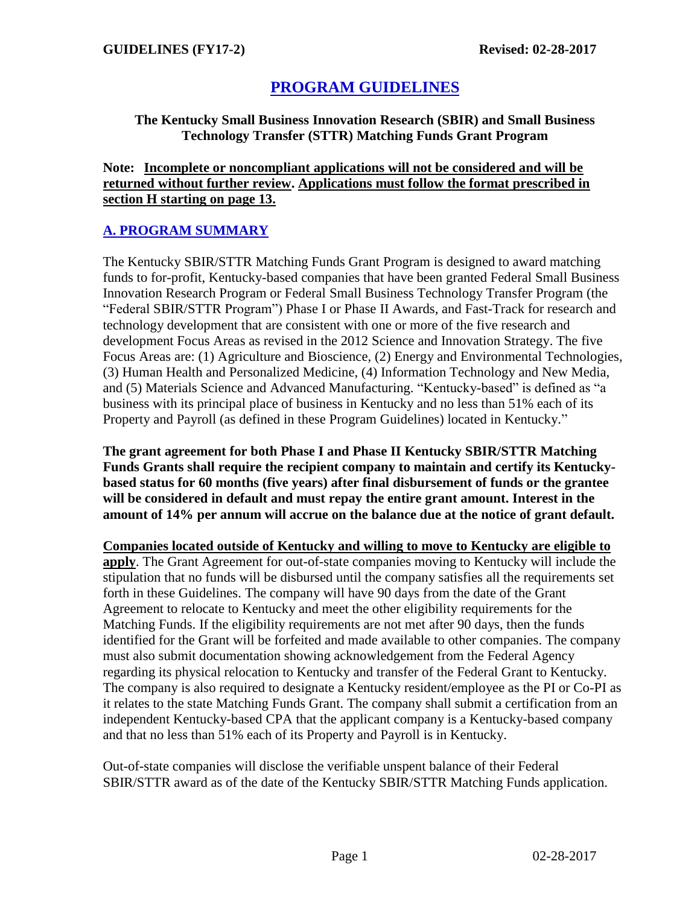# PROGRAM GUIDELINES

### The Kentucky Small Business Innovation Research (SBIR) and Small Business Technology Transfer (STTR) Matching Funds Grant Program

**Note: Incomplete or noncompliant applications will not be considered and will be returned without further review. Applications must follow the format prescribed in section H starting on page 13.**

## A. PROGRAM SUMMARY

The Kentucky SBIR/STTR Matching Funds Grant Program is designed to award matching funds to for-profit, Kentucky-based companies that have been granted Federal Small Business Innovation Research Program or Federal Small Business Technology Transfer Program (the "Federal SBIR/STTR Program") Phase I or Phase II Awards, and Fast-Track for research and technology development that are consistent with one or more of the five research and development Focus Areas as revised in the 2012 Science and Innovation Strategy. The five Focus Areas are: (1) Agriculture and Bioscience, (2) Energy and Environmental Technologies, (3) Human Health and Personalized Medicine, (4) Information Technology and New Media, and (5) Materials Science and Advanced Manufacturing. "Kentucky-based" is defined as "a business with its principal place of business in Kentucky and no less than 51% each of its Property and Payroll (as defined in these Program Guidelines) located in Kentucky."

**The grant agreement for both Phase I and Phase II Kentucky SBIR/STTR Matching Funds Grants shall require the recipient company to maintain and certify its Kentucky-based status for 60 months (five years) after final disbursement of funds or the grantee will be considered in default and must repay the entire grant amount. Interest in the amount of 14% per annum will accrue on the balance due at the notice of grant default.**

**Companies located outside of Kentucky and willing to move to Kentucky are eligible to apply**. The Grant Agreement for out-of-state companies moving to Kentucky will include the stipulation that no funds will be disbursed until the company satisfies all the requirements set forth in these Guidelines. The company will have 90 days from the date of the Grant Agreement to relocate to Kentucky and meet the other eligibility requirements for the Matching Funds. If the eligibility requirements are not met after 90 days, then the funds identified for the Grant will be forfeited and made available to other companies. The company must also submit documentation showing acknowledgement from the Federal Agency regarding its physical relocation to Kentucky and transfer of the Federal Grant to Kentucky. The company is also required to designate a Kentucky resident/employee as the PI or Co-PI as it relates to the state Matching Funds Grant. The company shall submit a certification from an independent Kentucky-based CPA that the applicant company is a Kentucky-based company and that no less than 51% each of its Property and Payroll is in Kentucky.

Out-of-state companies will disclose the verifiable unspent balance of their Federal SBIR/STTR award as of the date of the Kentucky SBIR/STTR Matching Funds application.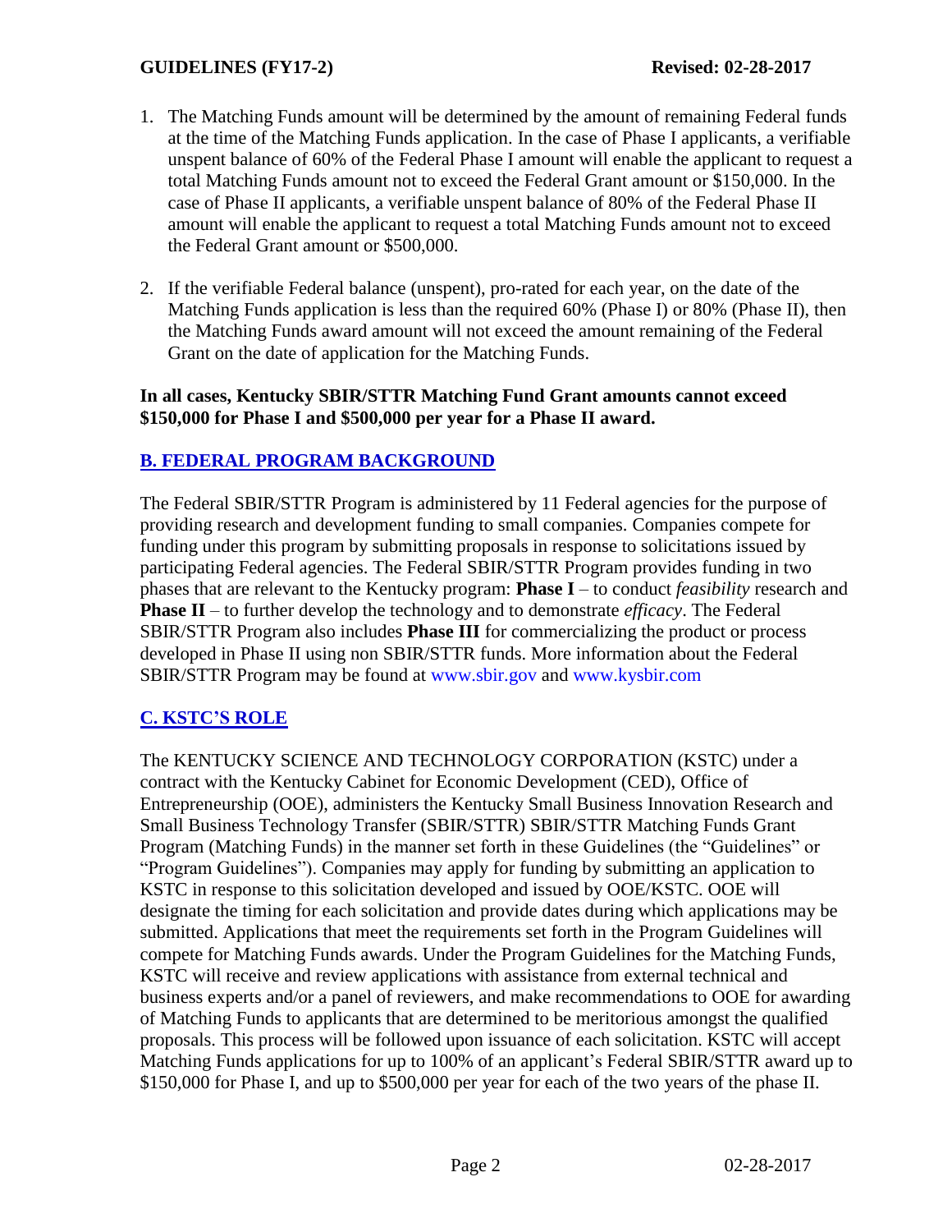1. The Matching Funds amount will be determined by the amount of remaining Federal funds at the time of the Matching Funds application. In the case of Phase I applicants, a verifiable unspent balance of 60% of the Federal Phase I amount will enable the applicant to request a total Matching Funds amount not to exceed the Federal Grant amount or $150,000. In the case of Phase II applicants, a verifiable unspent balance of 80% of the Federal Phase II amount will enable the applicant to request a total Matching Funds amount not to exceed the Federal Grant amount or $500,000.

2. If the verifiable Federal balance (unspent), pro-rated for each year, on the date of the Matching Funds application is less than the required 60% (Phase I) or 80% (Phase II), then the Matching Funds award amount will not exceed the amount remaining of the Federal Grant on the date of application for the Matching Funds.

**In all cases, Kentucky SBIR/STTR Matching Fund Grant amounts cannot exceed $150,000 for Phase I and $500,000 per year for a Phase II award.**

## B. FEDERAL PROGRAM BACKGROUND

The Federal SBIR/STTR Program is administered by 11 Federal agencies for the purpose of providing research and development funding to small companies. Companies compete for funding under this program by submitting proposals in response to solicitations issued by participating Federal agencies. The Federal SBIR/STTR Program provides funding in two phases that are relevant to the Kentucky program: **Phase I** – to conduct *feasibility* research and **Phase II** – to further develop the technology and to demonstrate *efficacy*. The Federal SBIR/STTR Program also includes **Phase III** for commercializing the product or process developed in Phase II using non SBIR/STTR funds. More information about the Federal SBIR/STTR Program may be found at www.sbir.gov and www.kysbir.com

## C. KSTC'S ROLE

The KENTUCKY SCIENCE AND TECHNOLOGY CORPORATION (KSTC) under a contract with the Kentucky Cabinet for Economic Development (CED), Office of Entrepreneurship (OOE), administers the Kentucky Small Business Innovation Research and Small Business Technology Transfer (SBIR/STTR) SBIR/STTR Matching Funds Grant Program (Matching Funds) in the manner set forth in these Guidelines (the "Guidelines" or "Program Guidelines"). Companies may apply for funding by submitting an application to KSTC in response to this solicitation developed and issued by OOE/KSTC. OOE will designate the timing for each solicitation and provide dates during which applications may be submitted. Applications that meet the requirements set forth in the Program Guidelines will compete for Matching Funds awards. Under the Program Guidelines for the Matching Funds, KSTC will receive and review applications with assistance from external technical and business experts and/or a panel of reviewers, and make recommendations to OOE for awarding of Matching Funds to applicants that are determined to be meritorious amongst the qualified proposals. This process will be followed upon issuance of each solicitation. KSTC will accept Matching Funds applications for up to 100% of an applicant's Federal SBIR/STTR award up to $150,000 for Phase I, and up to $500,000 per year for each of the two years of the phase II.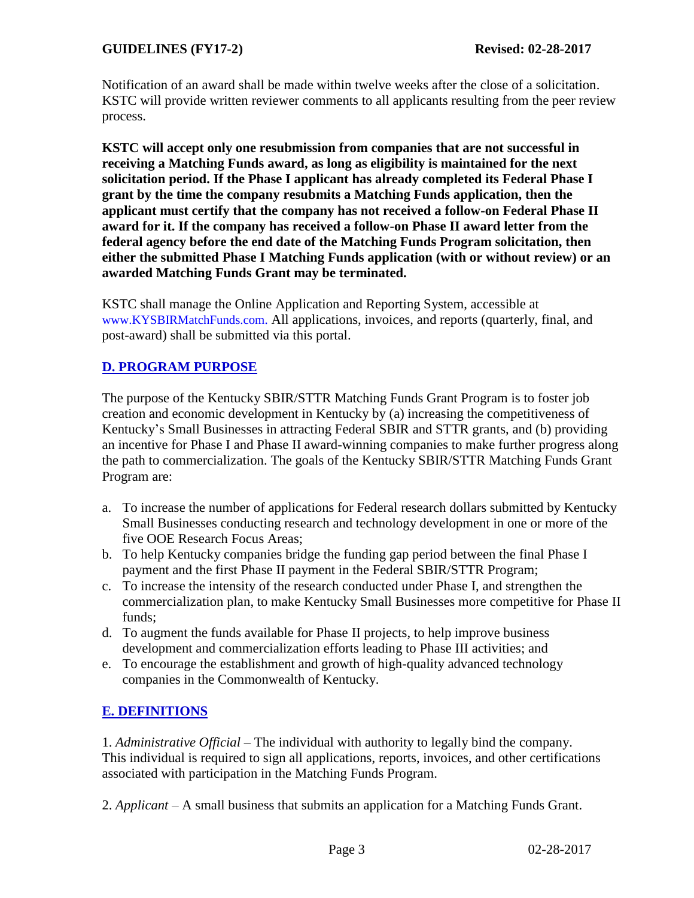Notification of an award shall be made within twelve weeks after the close of a solicitation. KSTC will provide written reviewer comments to all applicants resulting from the peer review process.

**KSTC will accept only one resubmission from companies that are not successful in receiving a Matching Funds award, as long as eligibility is maintained for the next solicitation period. If the Phase I applicant has already completed its Federal Phase I grant by the time the company resubmits a Matching Funds application, then the applicant must certify that the company has not received a follow-on Federal Phase II award for it. If the company has received a follow-on Phase II award letter from the federal agency before the end date of the Matching Funds Program solicitation, then either the submitted Phase I Matching Funds application (with or without review) or an awarded Matching Funds Grant may be terminated.**

KSTC shall manage the Online Application and Reporting System, accessible at www.KYSBIRMatchFunds.com. All applications, invoices, and reports (quarterly, final, and post-award) shall be submitted via this portal.

## D. PROGRAM PURPOSE

The purpose of the Kentucky SBIR/STTR Matching Funds Grant Program is to foster job creation and economic development in Kentucky by (a) increasing the competitiveness of Kentucky's Small Businesses in attracting Federal SBIR and STTR grants, and (b) providing an incentive for Phase I and Phase II award-winning companies to make further progress along the path to commercialization. The goals of the Kentucky SBIR/STTR Matching Funds Grant Program are:

a. To increase the number of applications for Federal research dollars submitted by Kentucky Small Businesses conducting research and technology development in one or more of the five OOE Research Focus Areas;
b. To help Kentucky companies bridge the funding gap period between the final Phase I payment and the first Phase II payment in the Federal SBIR/STTR Program;
c. To increase the intensity of the research conducted under Phase I, and strengthen the commercialization plan, to make Kentucky Small Businesses more competitive for Phase II funds;
d. To augment the funds available for Phase II projects, to help improve business development and commercialization efforts leading to Phase III activities; and
e. To encourage the establishment and growth of high-quality advanced technology companies in the Commonwealth of Kentucky.

## E. DEFINITIONS

1. *Administrative Official* – The individual with authority to legally bind the company. This individual is required to sign all applications, reports, invoices, and other certifications associated with participation in the Matching Funds Program.

2. *Applicant* – A small business that submits an application for a Matching Funds Grant.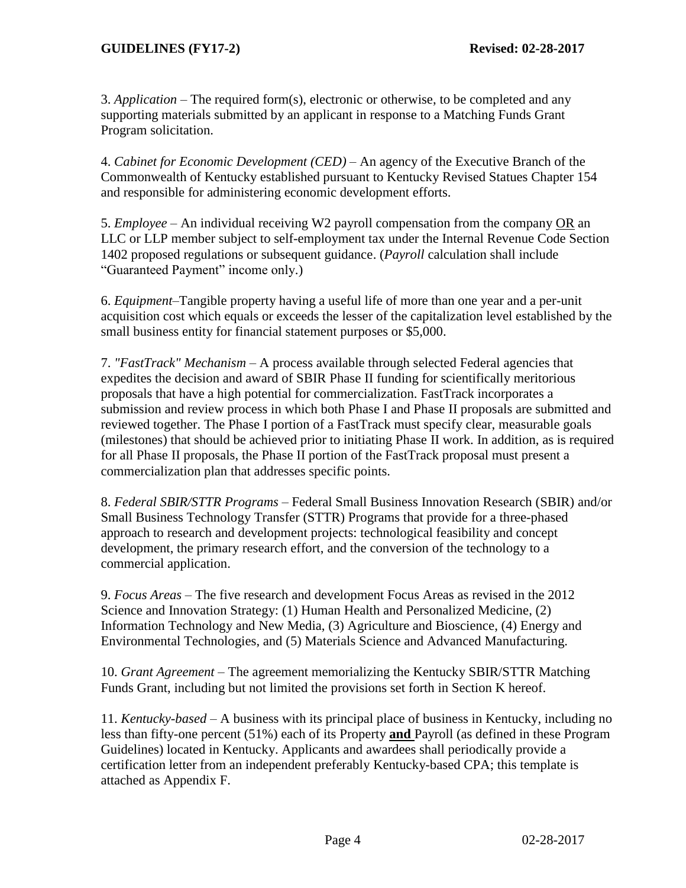3. *Application* – The required form(s), electronic or otherwise, to be completed and any supporting materials submitted by an applicant in response to a Matching Funds Grant Program solicitation.

4. *Cabinet for Economic Development (CED)* – An agency of the Executive Branch of the Commonwealth of Kentucky established pursuant to Kentucky Revised Statues Chapter 154 and responsible for administering economic development efforts.

5. *Employee* – An individual receiving W2 payroll compensation from the company OR an LLC or LLP member subject to self-employment tax under the Internal Revenue Code Section 1402 proposed regulations or subsequent guidance. (*Payroll* calculation shall include "Guaranteed Payment" income only.)

6. *Equipment*–Tangible property having a useful life of more than one year and a per-unit acquisition cost which equals or exceeds the lesser of the capitalization level established by the small business entity for financial statement purposes or $5,000.

7. *"FastTrack" Mechanism* – A process available through selected Federal agencies that expedites the decision and award of SBIR Phase II funding for scientifically meritorious proposals that have a high potential for commercialization. FastTrack incorporates a submission and review process in which both Phase I and Phase II proposals are submitted and reviewed together. The Phase I portion of a FastTrack must specify clear, measurable goals (milestones) that should be achieved prior to initiating Phase II work. In addition, as is required for all Phase II proposals, the Phase II portion of the FastTrack proposal must present a commercialization plan that addresses specific points.

8. *Federal SBIR/STTR Programs* – Federal Small Business Innovation Research (SBIR) and/or Small Business Technology Transfer (STTR) Programs that provide for a three-phased approach to research and development projects: technological feasibility and concept development, the primary research effort, and the conversion of the technology to a commercial application.

9. *Focus Areas* – The five research and development Focus Areas as revised in the 2012 Science and Innovation Strategy: (1) Human Health and Personalized Medicine, (2) Information Technology and New Media, (3) Agriculture and Bioscience, (4) Energy and Environmental Technologies, and (5) Materials Science and Advanced Manufacturing.

10. *Grant Agreement* – The agreement memorializing the Kentucky SBIR/STTR Matching Funds Grant, including but not limited the provisions set forth in Section K hereof.

11. *Kentucky-based* – A business with its principal place of business in Kentucky, including no less than fifty-one percent (51%) each of its Property **and** Payroll (as defined in these Program Guidelines) located in Kentucky. Applicants and awardees shall periodically provide a certification letter from an independent preferably Kentucky-based CPA; this template is attached as Appendix F.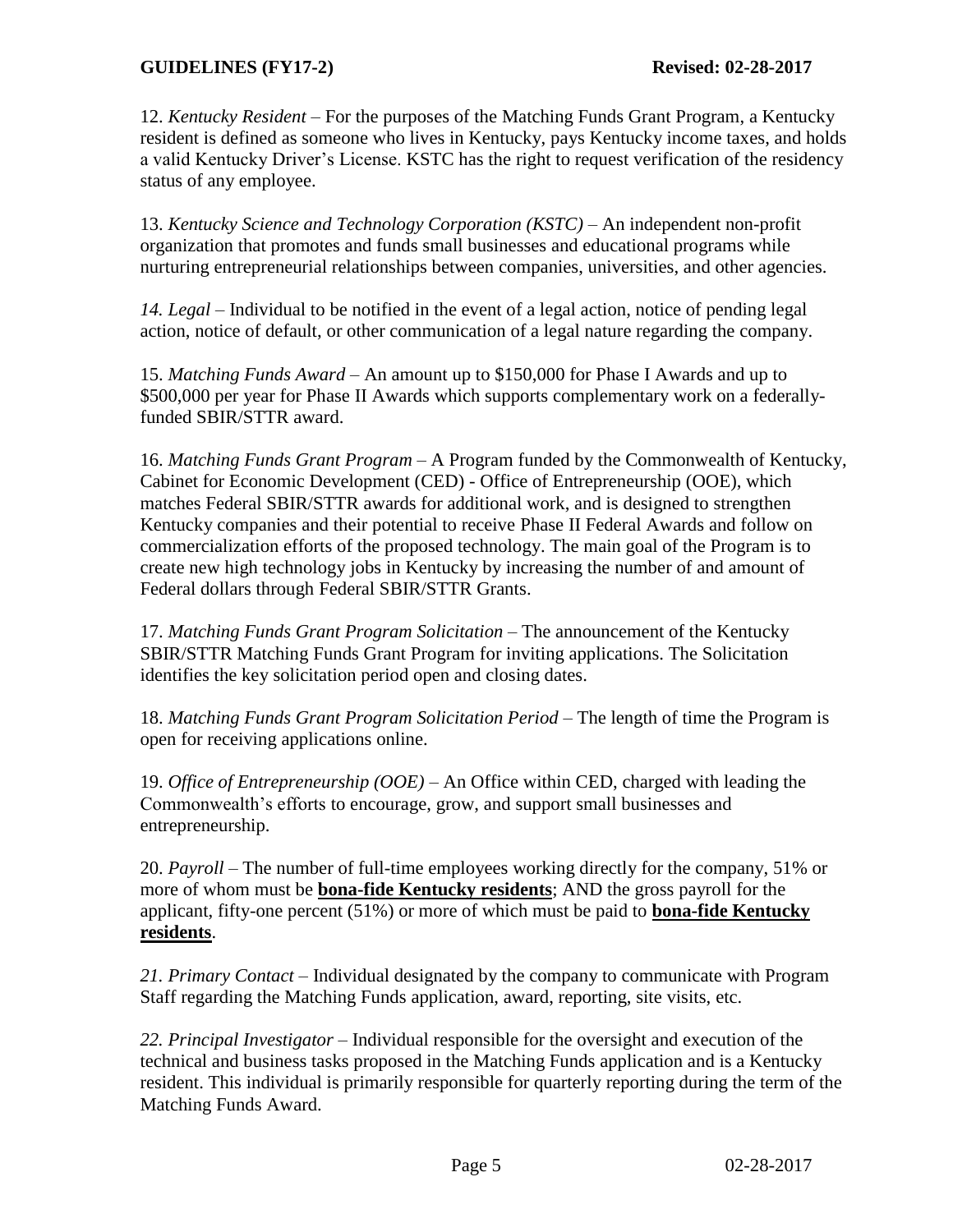12. *Kentucky Resident* – For the purposes of the Matching Funds Grant Program, a Kentucky resident is defined as someone who lives in Kentucky, pays Kentucky income taxes, and holds a valid Kentucky Driver's License. KSTC has the right to request verification of the residency status of any employee.

13. *Kentucky Science and Technology Corporation (KSTC)* – An independent non-profit organization that promotes and funds small businesses and educational programs while nurturing entrepreneurial relationships between companies, universities, and other agencies.

*14. Legal* – Individual to be notified in the event of a legal action, notice of pending legal action, notice of default, or other communication of a legal nature regarding the company.

15. *Matching Funds Award* – An amount up to $150,000 for Phase I Awards and up to $500,000 per year for Phase II Awards which supports complementary work on a federally-funded SBIR/STTR award.

16. *Matching Funds Grant Program* – A Program funded by the Commonwealth of Kentucky, Cabinet for Economic Development (CED) - Office of Entrepreneurship (OOE), which matches Federal SBIR/STTR awards for additional work, and is designed to strengthen Kentucky companies and their potential to receive Phase II Federal Awards and follow on commercialization efforts of the proposed technology. The main goal of the Program is to create new high technology jobs in Kentucky by increasing the number of and amount of Federal dollars through Federal SBIR/STTR Grants.

17. *Matching Funds Grant Program Solicitation* – The announcement of the Kentucky SBIR/STTR Matching Funds Grant Program for inviting applications. The Solicitation identifies the key solicitation period open and closing dates.

18. *Matching Funds Grant Program Solicitation Period* – The length of time the Program is open for receiving applications online.

19. *Office of Entrepreneurship (OOE)* – An Office within CED, charged with leading the Commonwealth's efforts to encourage, grow, and support small businesses and entrepreneurship.

20. *Payroll* – The number of full-time employees working directly for the company, 51% or more of whom must be **bona-fide Kentucky residents**; AND the gross payroll for the applicant, fifty-one percent (51%) or more of which must be paid to **bona-fide Kentucky residents**.

*21. Primary Contact* – Individual designated by the company to communicate with Program Staff regarding the Matching Funds application, award, reporting, site visits, etc.

*22. Principal Investigator* – Individual responsible for the oversight and execution of the technical and business tasks proposed in the Matching Funds application and is a Kentucky resident. This individual is primarily responsible for quarterly reporting during the term of the Matching Funds Award.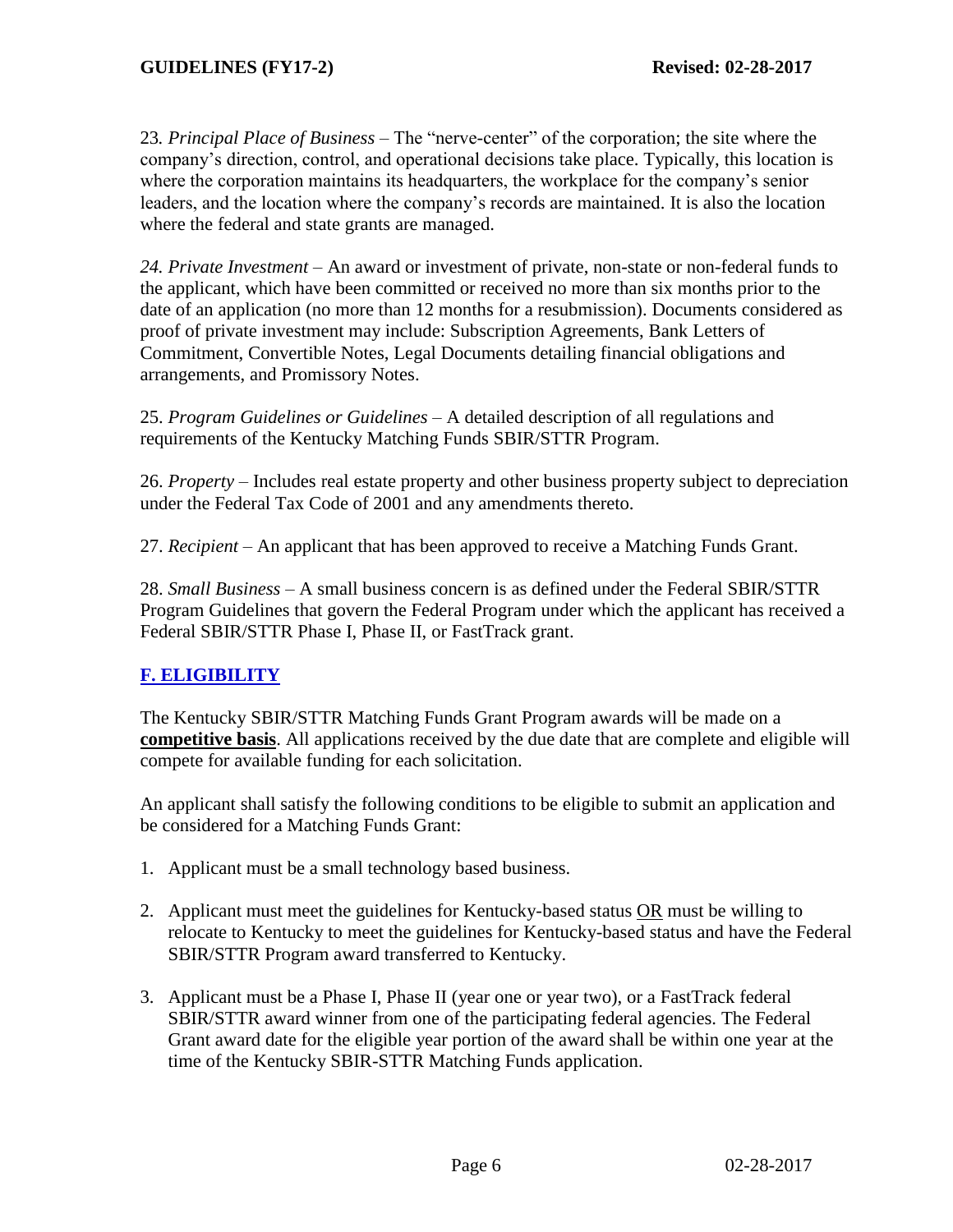23. *Principal Place of Business* – The "nerve-center" of the corporation; the site where the company's direction, control, and operational decisions take place. Typically, this location is where the corporation maintains its headquarters, the workplace for the company's senior leaders, and the location where the company's records are maintained. It is also the location where the federal and state grants are managed.

*24. Private Investment* – An award or investment of private, non-state or non-federal funds to the applicant, which have been committed or received no more than six months prior to the date of an application (no more than 12 months for a resubmission). Documents considered as proof of private investment may include: Subscription Agreements, Bank Letters of Commitment, Convertible Notes, Legal Documents detailing financial obligations and arrangements, and Promissory Notes.

25. *Program Guidelines or Guidelines* – A detailed description of all regulations and requirements of the Kentucky Matching Funds SBIR/STTR Program.

26. *Property* – Includes real estate property and other business property subject to depreciation under the Federal Tax Code of 2001 and any amendments thereto.

27. *Recipient* – An applicant that has been approved to receive a Matching Funds Grant.

28. *Small Business* – A small business concern is as defined under the Federal SBIR/STTR Program Guidelines that govern the Federal Program under which the applicant has received a Federal SBIR/STTR Phase I, Phase II, or FastTrack grant.

## F. ELIGIBILITY

The Kentucky SBIR/STTR Matching Funds Grant Program awards will be made on a **competitive basis**. All applications received by the due date that are complete and eligible will compete for available funding for each solicitation.

An applicant shall satisfy the following conditions to be eligible to submit an application and be considered for a Matching Funds Grant:

1. Applicant must be a small technology based business.

2. Applicant must meet the guidelines for Kentucky-based status OR must be willing to relocate to Kentucky to meet the guidelines for Kentucky-based status and have the Federal SBIR/STTR Program award transferred to Kentucky.

3. Applicant must be a Phase I, Phase II (year one or year two), or a FastTrack federal SBIR/STTR award winner from one of the participating federal agencies. The Federal Grant award date for the eligible year portion of the award shall be within one year at the time of the Kentucky SBIR-STTR Matching Funds application.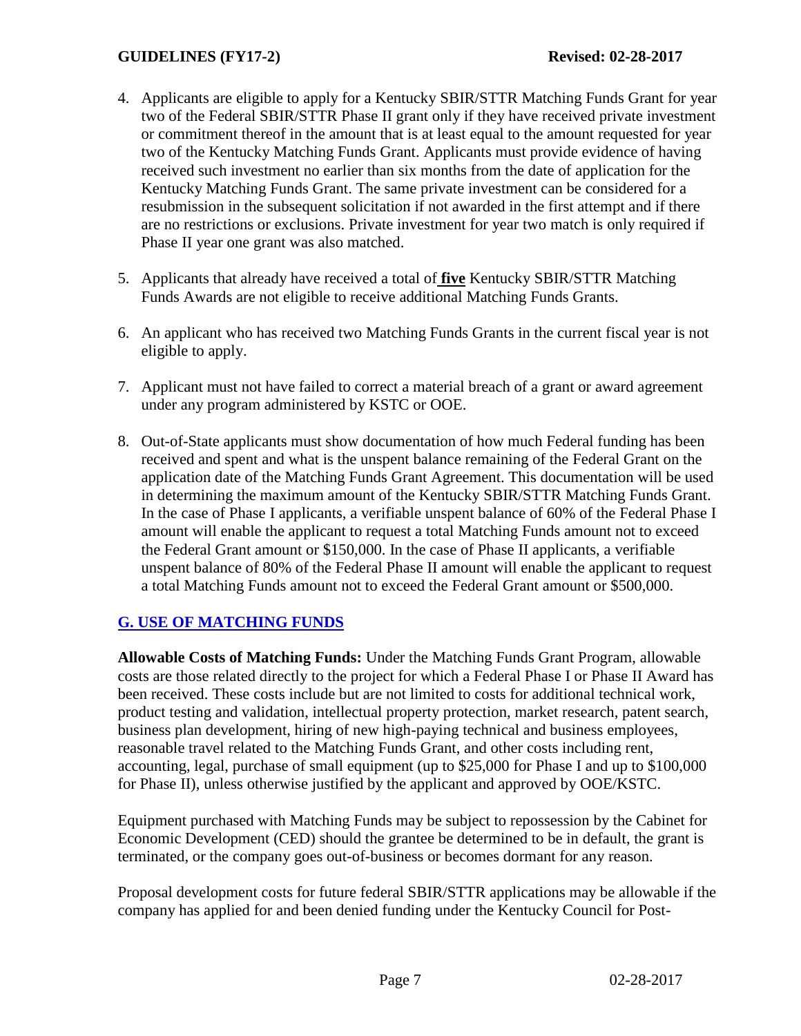4. Applicants are eligible to apply for a Kentucky SBIR/STTR Matching Funds Grant for year two of the Federal SBIR/STTR Phase II grant only if they have received private investment or commitment thereof in the amount that is at least equal to the amount requested for year two of the Kentucky Matching Funds Grant. Applicants must provide evidence of having received such investment no earlier than six months from the date of application for the Kentucky Matching Funds Grant. The same private investment can be considered for a resubmission in the subsequent solicitation if not awarded in the first attempt and if there are no restrictions or exclusions. Private investment for year two match is only required if Phase II year one grant was also matched.

5. Applicants that already have received a total of **five** Kentucky SBIR/STTR Matching Funds Awards are not eligible to receive additional Matching Funds Grants.

6. An applicant who has received two Matching Funds Grants in the current fiscal year is not eligible to apply.

7. Applicant must not have failed to correct a material breach of a grant or award agreement under any program administered by KSTC or OOE.

8. Out-of-State applicants must show documentation of how much Federal funding has been received and spent and what is the unspent balance remaining of the Federal Grant on the application date of the Matching Funds Grant Agreement. This documentation will be used in determining the maximum amount of the Kentucky SBIR/STTR Matching Funds Grant. In the case of Phase I applicants, a verifiable unspent balance of 60% of the Federal Phase I amount will enable the applicant to request a total Matching Funds amount not to exceed the Federal Grant amount or $150,000. In the case of Phase II applicants, a verifiable unspent balance of 80% of the Federal Phase II amount will enable the applicant to request a total Matching Funds amount not to exceed the Federal Grant amount or $500,000.

## G. USE OF MATCHING FUNDS

**Allowable Costs of Matching Funds:** Under the Matching Funds Grant Program, allowable costs are those related directly to the project for which a Federal Phase I or Phase II Award has been received. These costs include but are not limited to costs for additional technical work, product testing and validation, intellectual property protection, market research, patent search, business plan development, hiring of new high-paying technical and business employees, reasonable travel related to the Matching Funds Grant, and other costs including rent, accounting, legal, purchase of small equipment (up to $25,000 for Phase I and up to $100,000 for Phase II), unless otherwise justified by the applicant and approved by OOE/KSTC.

Equipment purchased with Matching Funds may be subject to repossession by the Cabinet for Economic Development (CED) should the grantee be determined to be in default, the grant is terminated, or the company goes out-of-business or becomes dormant for any reason.

Proposal development costs for future federal SBIR/STTR applications may be allowable if the company has applied for and been denied funding under the Kentucky Council for Post-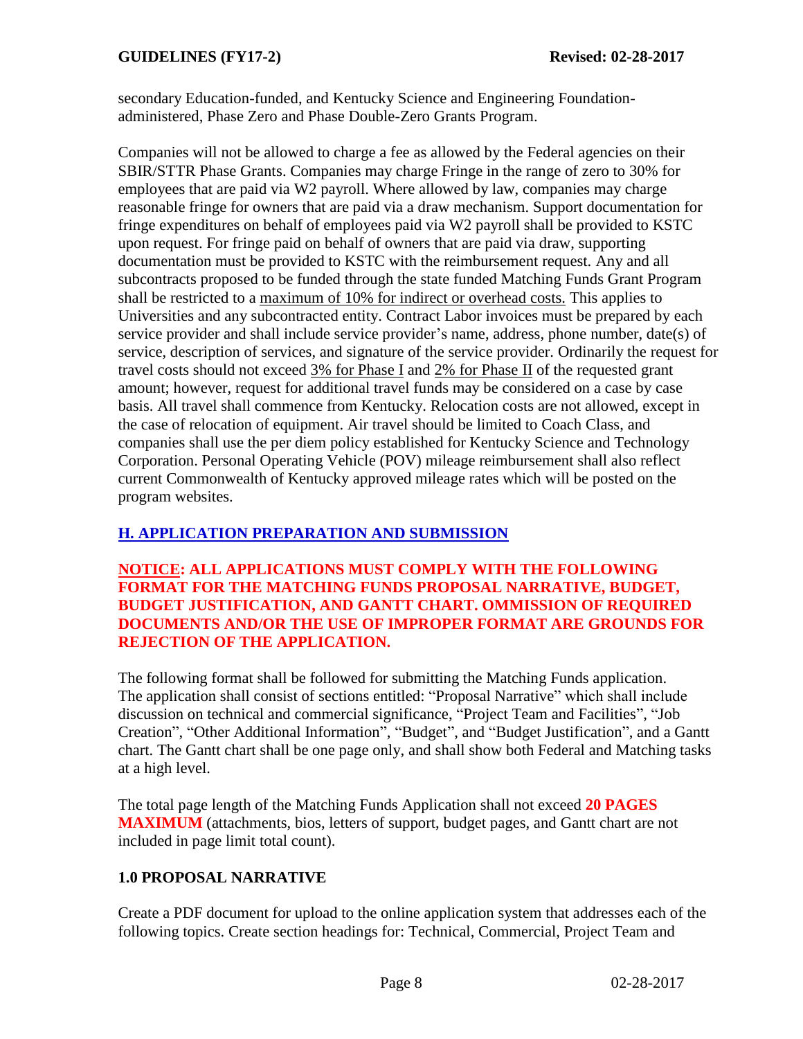secondary Education-funded, and Kentucky Science and Engineering Foundation-administered, Phase Zero and Phase Double-Zero Grants Program.

Companies will not be allowed to charge a fee as allowed by the Federal agencies on their SBIR/STTR Phase Grants. Companies may charge Fringe in the range of zero to 30% for employees that are paid via W2 payroll. Where allowed by law, companies may charge reasonable fringe for owners that are paid via a draw mechanism. Support documentation for fringe expenditures on behalf of employees paid via W2 payroll shall be provided to KSTC upon request. For fringe paid on behalf of owners that are paid via draw, supporting documentation must be provided to KSTC with the reimbursement request. Any and all subcontracts proposed to be funded through the state funded Matching Funds Grant Program shall be restricted to a maximum of 10% for indirect or overhead costs. This applies to Universities and any subcontracted entity. Contract Labor invoices must be prepared by each service provider and shall include service provider's name, address, phone number, date(s) of service, description of services, and signature of the service provider. Ordinarily the request for travel costs should not exceed 3% for Phase I and 2% for Phase II of the requested grant amount; however, request for additional travel funds may be considered on a case by case basis. All travel shall commence from Kentucky. Relocation costs are not allowed, except in the case of relocation of equipment. Air travel should be limited to Coach Class, and companies shall use the per diem policy established for Kentucky Science and Technology Corporation. Personal Operating Vehicle (POV) mileage reimbursement shall also reflect current Commonwealth of Kentucky approved mileage rates which will be posted on the program websites.

## H. APPLICATION PREPARATION AND SUBMISSION

**NOTICE: ALL APPLICATIONS MUST COMPLY WITH THE FOLLOWING FORMAT FOR THE MATCHING FUNDS PROPOSAL NARRATIVE, BUDGET, BUDGET JUSTIFICATION, AND GANTT CHART. OMMISSION OF REQUIRED DOCUMENTS AND/OR THE USE OF IMPROPER FORMAT ARE GROUNDS FOR REJECTION OF THE APPLICATION.**

The following format shall be followed for submitting the Matching Funds application. The application shall consist of sections entitled: "Proposal Narrative" which shall include discussion on technical and commercial significance, "Project Team and Facilities", "Job Creation", "Other Additional Information", "Budget", and "Budget Justification", and a Gantt chart. The Gantt chart shall be one page only, and shall show both Federal and Matching tasks at a high level.

The total page length of the Matching Funds Application shall not exceed **20 PAGES MAXIMUM** (attachments, bios, letters of support, budget pages, and Gantt chart are not included in page limit total count).

### 1.0 PROPOSAL NARRATIVE

Create a PDF document for upload to the online application system that addresses each of the following topics. Create section headings for: Technical, Commercial, Project Team and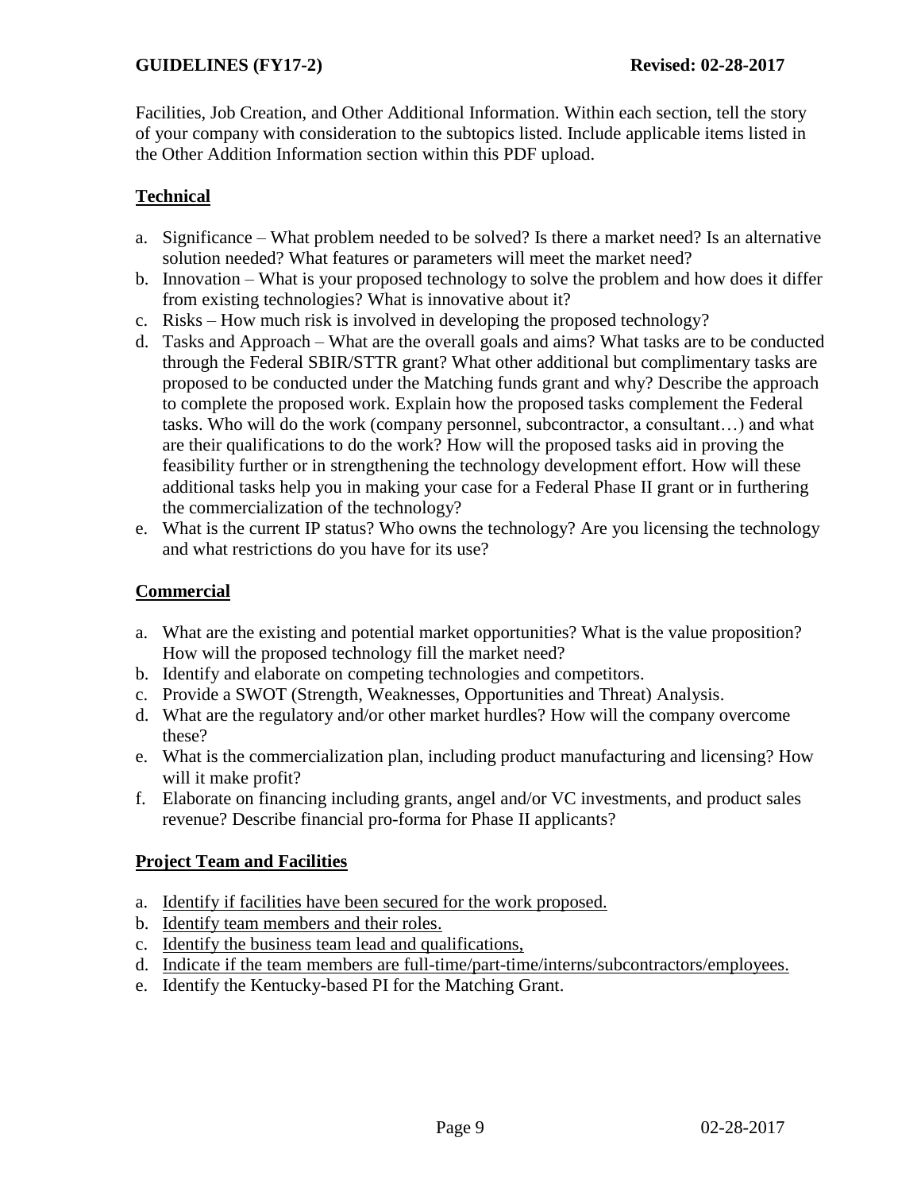Facilities, Job Creation, and Other Additional Information. Within each section, tell the story of your company with consideration to the subtopics listed. Include applicable items listed in the Other Addition Information section within this PDF upload.

### Technical

a. Significance – What problem needed to be solved? Is there a market need? Is an alternative solution needed? What features or parameters will meet the market need?
b. Innovation – What is your proposed technology to solve the problem and how does it differ from existing technologies? What is innovative about it?
c. Risks – How much risk is involved in developing the proposed technology?
d. Tasks and Approach – What are the overall goals and aims? What tasks are to be conducted through the Federal SBIR/STTR grant? What other additional but complimentary tasks are proposed to be conducted under the Matching funds grant and why? Describe the approach to complete the proposed work. Explain how the proposed tasks complement the Federal tasks. Who will do the work (company personnel, subcontractor, a consultant…) and what are their qualifications to do the work? How will the proposed tasks aid in proving the feasibility further or in strengthening the technology development effort. How will these additional tasks help you in making your case for a Federal Phase II grant or in furthering the commercialization of the technology?
e. What is the current IP status? Who owns the technology? Are you licensing the technology and what restrictions do you have for its use?

### Commercial

a. What are the existing and potential market opportunities? What is the value proposition? How will the proposed technology fill the market need?
b. Identify and elaborate on competing technologies and competitors.
c. Provide a SWOT (Strength, Weaknesses, Opportunities and Threat) Analysis.
d. What are the regulatory and/or other market hurdles? How will the company overcome these?
e. What is the commercialization plan, including product manufacturing and licensing? How will it make profit?
f. Elaborate on financing including grants, angel and/or VC investments, and product sales revenue? Describe financial pro-forma for Phase II applicants?

### Project Team and Facilities

a. Identify if facilities have been secured for the work proposed.
b. Identify team members and their roles.
c. Identify the business team lead and qualifications,
d. Indicate if the team members are full-time/part-time/interns/subcontractors/employees.
e. Identify the Kentucky-based PI for the Matching Grant.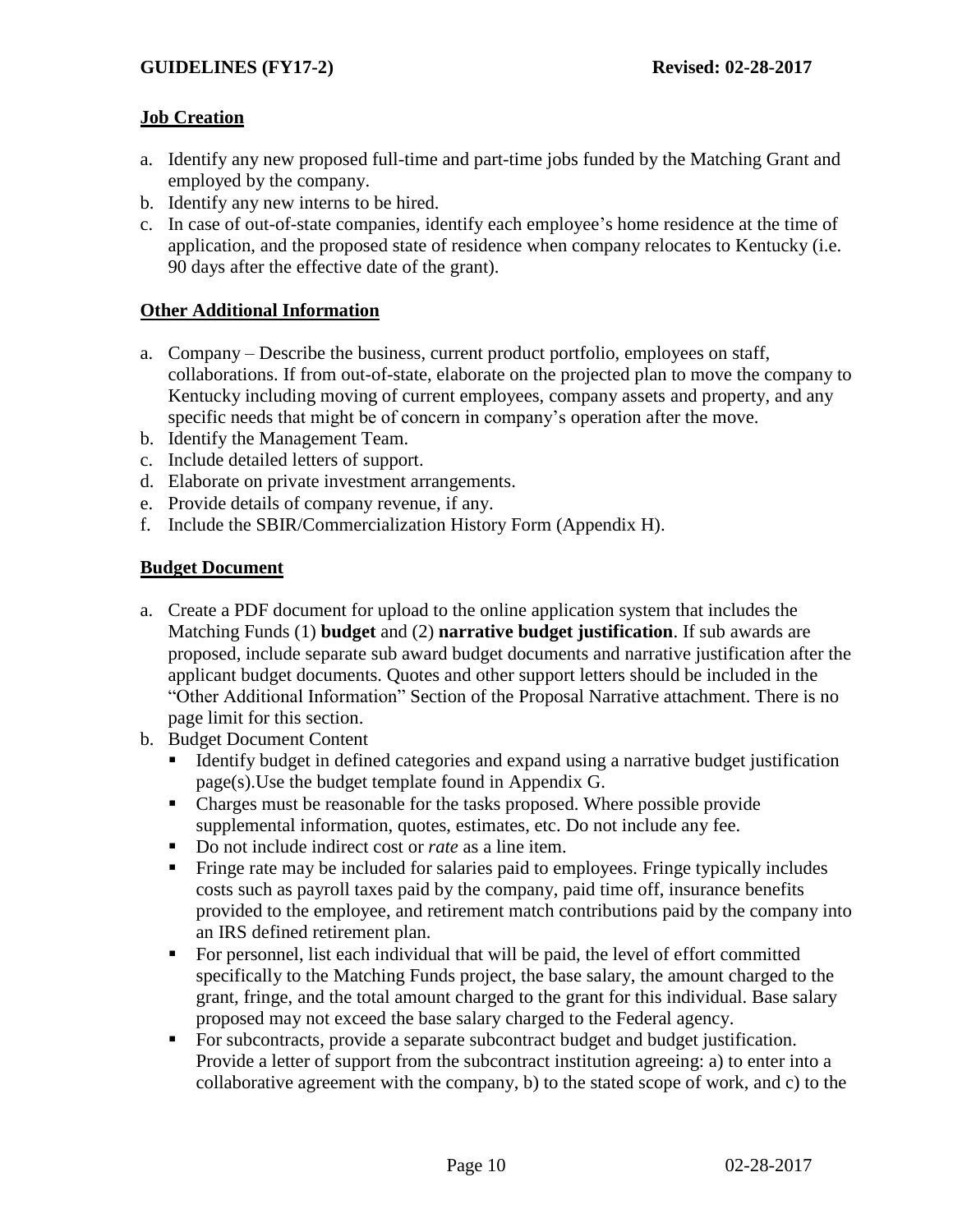## Job Creation

a. Identify any new proposed full-time and part-time jobs funded by the Matching Grant and employed by the company.
b. Identify any new interns to be hired.
c. In case of out-of-state companies, identify each employee's home residence at the time of application, and the proposed state of residence when company relocates to Kentucky (i.e. 90 days after the effective date of the grant).

## Other Additional Information

a. Company – Describe the business, current product portfolio, employees on staff, collaborations. If from out-of-state, elaborate on the projected plan to move the company to Kentucky including moving of current employees, company assets and property, and any specific needs that might be of concern in company's operation after the move.
b. Identify the Management Team.
c. Include detailed letters of support.
d. Elaborate on private investment arrangements.
e. Provide details of company revenue, if any.
f. Include the SBIR/Commercialization History Form (Appendix H).

## Budget Document

a. Create a PDF document for upload to the online application system that includes the Matching Funds (1) **budget** and (2) **narrative budget justification**. If sub awards are proposed, include separate sub award budget documents and narrative justification after the applicant budget documents. Quotes and other support letters should be included in the "Other Additional Information" Section of the Proposal Narrative attachment. There is no page limit for this section.
b. Budget Document Content
   - Identify budget in defined categories and expand using a narrative budget justification page(s).Use the budget template found in Appendix G.
   - Charges must be reasonable for the tasks proposed. Where possible provide supplemental information, quotes, estimates, etc. Do not include any fee.
   - Do not include indirect cost or *rate* as a line item.
   - Fringe rate may be included for salaries paid to employees. Fringe typically includes costs such as payroll taxes paid by the company, paid time off, insurance benefits provided to the employee, and retirement match contributions paid by the company into an IRS defined retirement plan.
   - For personnel, list each individual that will be paid, the level of effort committed specifically to the Matching Funds project, the base salary, the amount charged to the grant, fringe, and the total amount charged to the grant for this individual. Base salary proposed may not exceed the base salary charged to the Federal agency.
   - For subcontracts, provide a separate subcontract budget and budget justification. Provide a letter of support from the subcontract institution agreeing: a) to enter into a collaborative agreement with the company, b) to the stated scope of work, and c) to the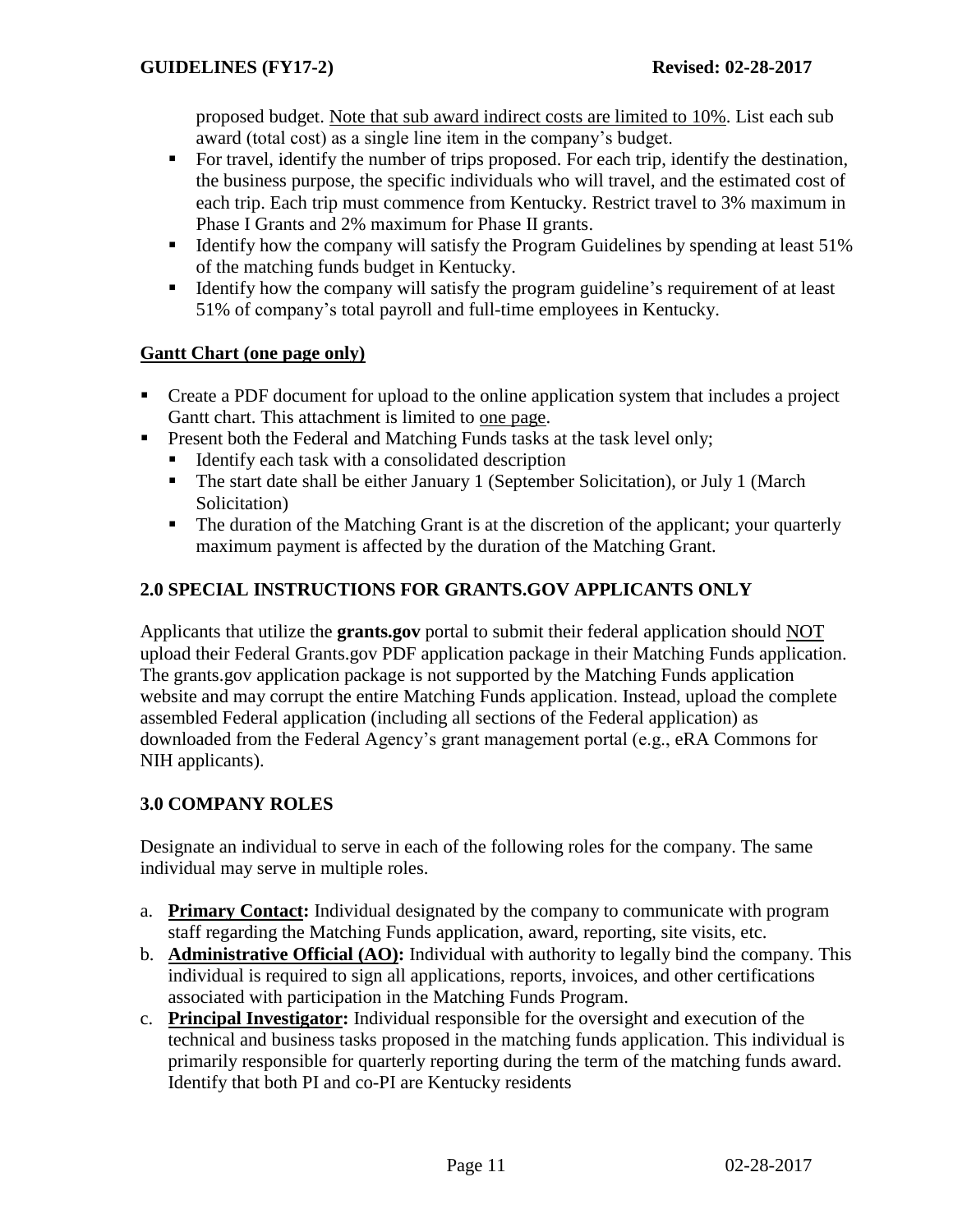proposed budget. Note that sub award indirect costs are limited to 10%. List each sub award (total cost) as a single line item in the company's budget.

- For travel, identify the number of trips proposed. For each trip, identify the destination, the business purpose, the specific individuals who will travel, and the estimated cost of each trip. Each trip must commence from Kentucky. Restrict travel to 3% maximum in Phase I Grants and 2% maximum for Phase II grants.
- Identify how the company will satisfy the Program Guidelines by spending at least 51% of the matching funds budget in Kentucky.
- Identify how the company will satisfy the program guideline's requirement of at least 51% of company's total payroll and full-time employees in Kentucky.

**Gantt Chart (one page only)**

- Create a PDF document for upload to the online application system that includes a project Gantt chart. This attachment is limited to one page.
- Present both the Federal and Matching Funds tasks at the task level only;
  - Identify each task with a consolidated description
  - The start date shall be either January 1 (September Solicitation), or July 1 (March Solicitation)
  - The duration of the Matching Grant is at the discretion of the applicant; your quarterly maximum payment is affected by the duration of the Matching Grant.

## 2.0 SPECIAL INSTRUCTIONS FOR GRANTS.GOV APPLICANTS ONLY

Applicants that utilize the **grants.gov** portal to submit their federal application should NOT upload their Federal Grants.gov PDF application package in their Matching Funds application. The grants.gov application package is not supported by the Matching Funds application website and may corrupt the entire Matching Funds application. Instead, upload the complete assembled Federal application (including all sections of the Federal application) as downloaded from the Federal Agency's grant management portal (e.g., eRA Commons for NIH applicants).

## 3.0 COMPANY ROLES

Designate an individual to serve in each of the following roles for the company. The same individual may serve in multiple roles.

a. **Primary Contact:** Individual designated by the company to communicate with program staff regarding the Matching Funds application, award, reporting, site visits, etc.
b. **Administrative Official (AO):** Individual with authority to legally bind the company. This individual is required to sign all applications, reports, invoices, and other certifications associated with participation in the Matching Funds Program.
c. **Principal Investigator:** Individual responsible for the oversight and execution of the technical and business tasks proposed in the matching funds application. This individual is primarily responsible for quarterly reporting during the term of the matching funds award. Identify that both PI and co-PI are Kentucky residents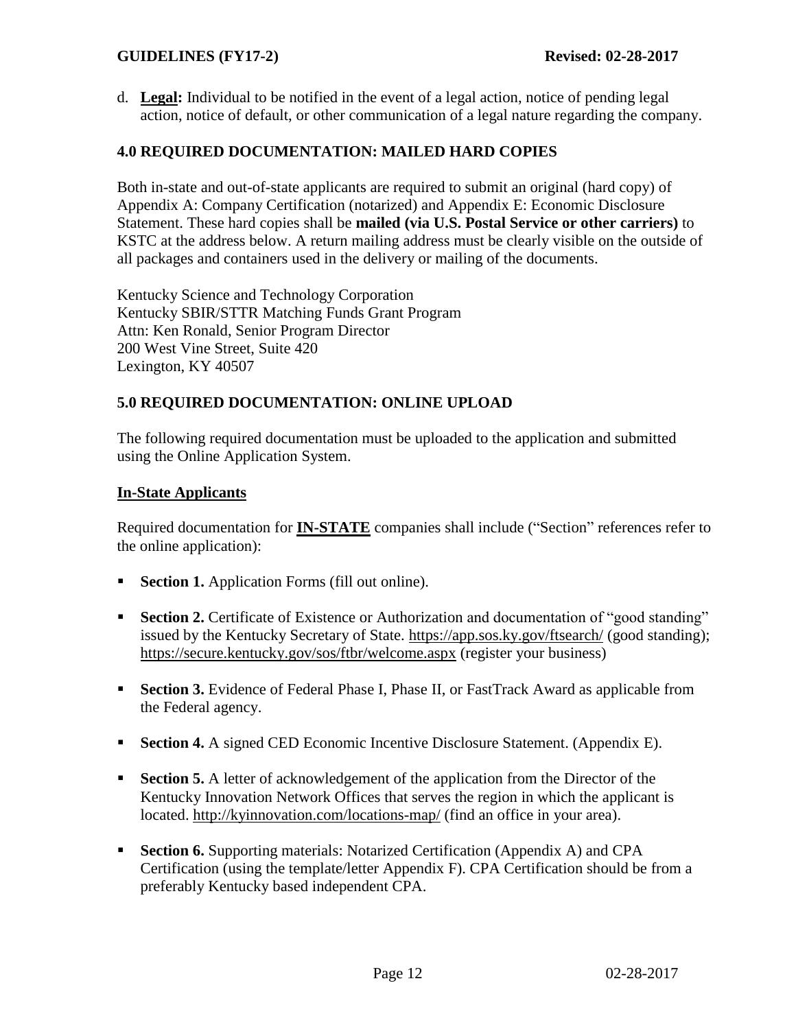d. **Legal:** Individual to be notified in the event of a legal action, notice of pending legal action, notice of default, or other communication of a legal nature regarding the company.

## 4.0 REQUIRED DOCUMENTATION: MAILED HARD COPIES

Both in-state and out-of-state applicants are required to submit an original (hard copy) of Appendix A: Company Certification (notarized) and Appendix E: Economic Disclosure Statement. These hard copies shall be **mailed (via U.S. Postal Service or other carriers)** to KSTC at the address below. A return mailing address must be clearly visible on the outside of all packages and containers used in the delivery or mailing of the documents.

Kentucky Science and Technology Corporation
Kentucky SBIR/STTR Matching Funds Grant Program
Attn: Ken Ronald, Senior Program Director
200 West Vine Street, Suite 420
Lexington, KY 40507

## 5.0 REQUIRED DOCUMENTATION: ONLINE UPLOAD

The following required documentation must be uploaded to the application and submitted using the Online Application System.

**In-State Applicants**

Required documentation for **IN-STATE** companies shall include ("Section" references refer to the online application):

- **Section 1.** Application Forms (fill out online).
- **Section 2.** Certificate of Existence or Authorization and documentation of "good standing" issued by the Kentucky Secretary of State. https://app.sos.ky.gov/ftsearch/ (good standing); https://secure.kentucky.gov/sos/ftbr/welcome.aspx (register your business)
- **Section 3.** Evidence of Federal Phase I, Phase II, or FastTrack Award as applicable from the Federal agency.
- **Section 4.** A signed CED Economic Incentive Disclosure Statement. (Appendix E).
- **Section 5.** A letter of acknowledgement of the application from the Director of the Kentucky Innovation Network Offices that serves the region in which the applicant is located. http://kyinnovation.com/locations-map/ (find an office in your area).
- **Section 6.** Supporting materials: Notarized Certification (Appendix A) and CPA Certification (using the template/letter Appendix F). CPA Certification should be from a preferably Kentucky based independent CPA.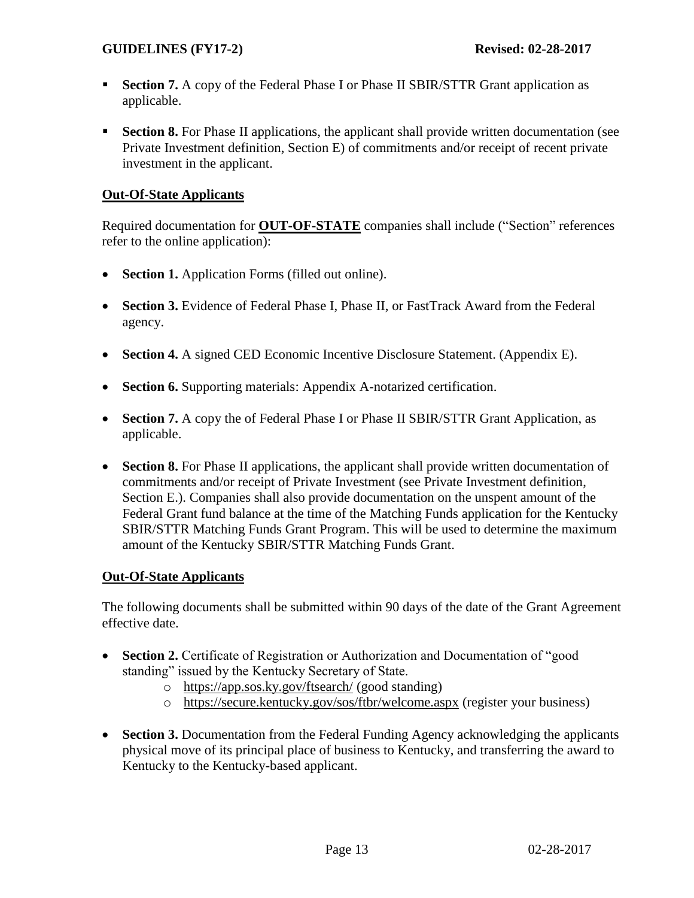- **Section 7.** A copy of the Federal Phase I or Phase II SBIR/STTR Grant application as applicable.

- **Section 8.** For Phase II applications, the applicant shall provide written documentation (see Private Investment definition, Section E) of commitments and/or receipt of recent private investment in the applicant.

**Out-Of-State Applicants**

Required documentation for **OUT-OF-STATE** companies shall include ("Section" references refer to the online application):

- **Section 1.** Application Forms (filled out online).

- **Section 3.** Evidence of Federal Phase I, Phase II, or FastTrack Award from the Federal agency.

- **Section 4.** A signed CED Economic Incentive Disclosure Statement. (Appendix E).

- **Section 6.** Supporting materials: Appendix A-notarized certification.

- **Section 7.** A copy the of Federal Phase I or Phase II SBIR/STTR Grant Application, as applicable.

- **Section 8.** For Phase II applications, the applicant shall provide written documentation of commitments and/or receipt of Private Investment (see Private Investment definition, Section E.). Companies shall also provide documentation on the unspent amount of the Federal Grant fund balance at the time of the Matching Funds application for the Kentucky SBIR/STTR Matching Funds Grant Program. This will be used to determine the maximum amount of the Kentucky SBIR/STTR Matching Funds Grant.

**Out-Of-State Applicants**

The following documents shall be submitted within 90 days of the date of the Grant Agreement effective date.

- **Section 2.** Certificate of Registration or Authorization and Documentation of "good standing" issued by the Kentucky Secretary of State.
  - https://app.sos.ky.gov/ftsearch/ (good standing)
  - https://secure.kentucky.gov/sos/ftbr/welcome.aspx (register your business)

- **Section 3.** Documentation from the Federal Funding Agency acknowledging the applicants physical move of its principal place of business to Kentucky, and transferring the award to Kentucky to the Kentucky-based applicant.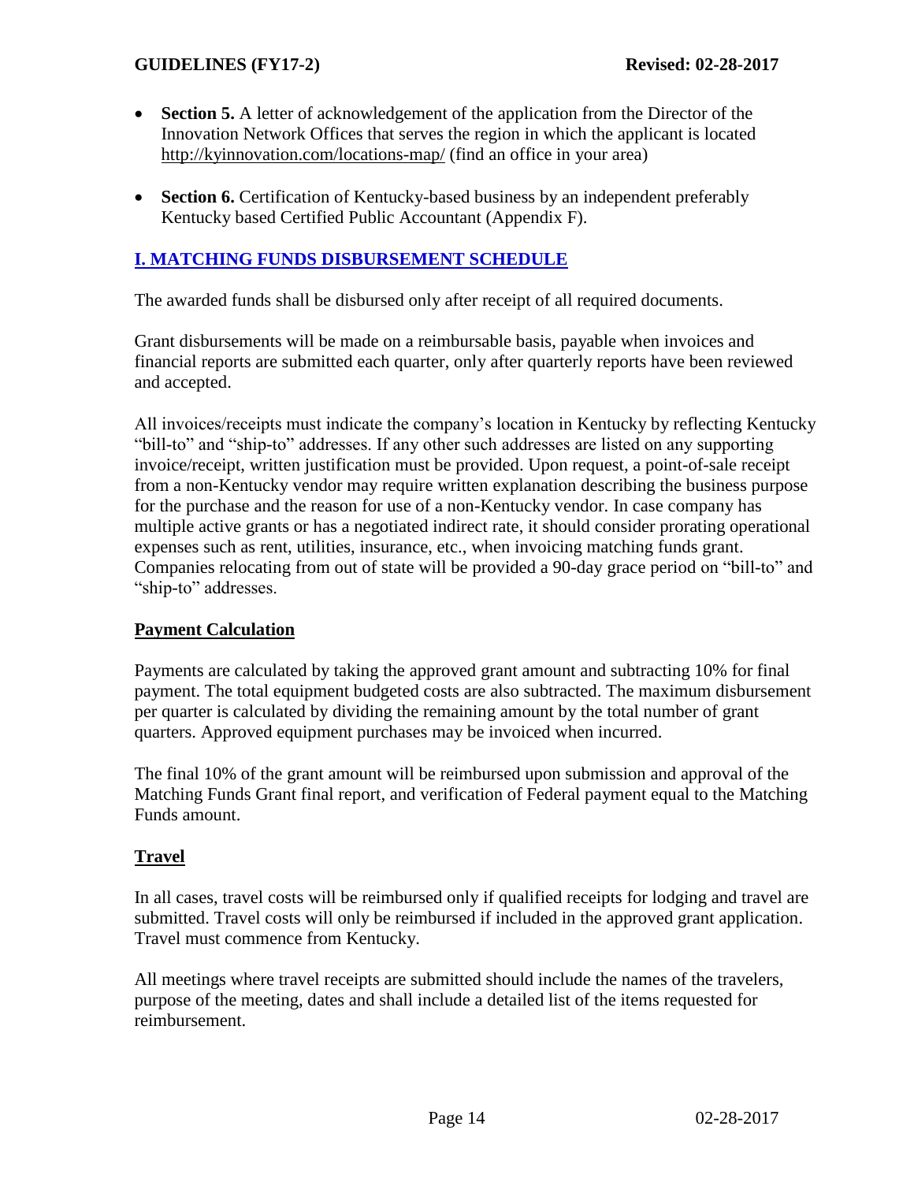- **Section 5.** A letter of acknowledgement of the application from the Director of the Innovation Network Offices that serves the region in which the applicant is located http://kyinnovation.com/locations-map/ (find an office in your area)

- **Section 6.** Certification of Kentucky-based business by an independent preferably Kentucky based Certified Public Accountant (Appendix F).

## I. MATCHING FUNDS DISBURSEMENT SCHEDULE

The awarded funds shall be disbursed only after receipt of all required documents.

Grant disbursements will be made on a reimbursable basis, payable when invoices and financial reports are submitted each quarter, only after quarterly reports have been reviewed and accepted.

All invoices/receipts must indicate the company's location in Kentucky by reflecting Kentucky "bill-to" and "ship-to" addresses. If any other such addresses are listed on any supporting invoice/receipt, written justification must be provided. Upon request, a point-of-sale receipt from a non-Kentucky vendor may require written explanation describing the business purpose for the purchase and the reason for use of a non-Kentucky vendor. In case company has multiple active grants or has a negotiated indirect rate, it should consider prorating operational expenses such as rent, utilities, insurance, etc., when invoicing matching funds grant. Companies relocating from out of state will be provided a 90-day grace period on "bill-to" and "ship-to" addresses.

### Payment Calculation

Payments are calculated by taking the approved grant amount and subtracting 10% for final payment. The total equipment budgeted costs are also subtracted. The maximum disbursement per quarter is calculated by dividing the remaining amount by the total number of grant quarters. Approved equipment purchases may be invoiced when incurred.

The final 10% of the grant amount will be reimbursed upon submission and approval of the Matching Funds Grant final report, and verification of Federal payment equal to the Matching Funds amount.

### Travel

In all cases, travel costs will be reimbursed only if qualified receipts for lodging and travel are submitted. Travel costs will only be reimbursed if included in the approved grant application. Travel must commence from Kentucky.

All meetings where travel receipts are submitted should include the names of the travelers, purpose of the meeting, dates and shall include a detailed list of the items requested for reimbursement.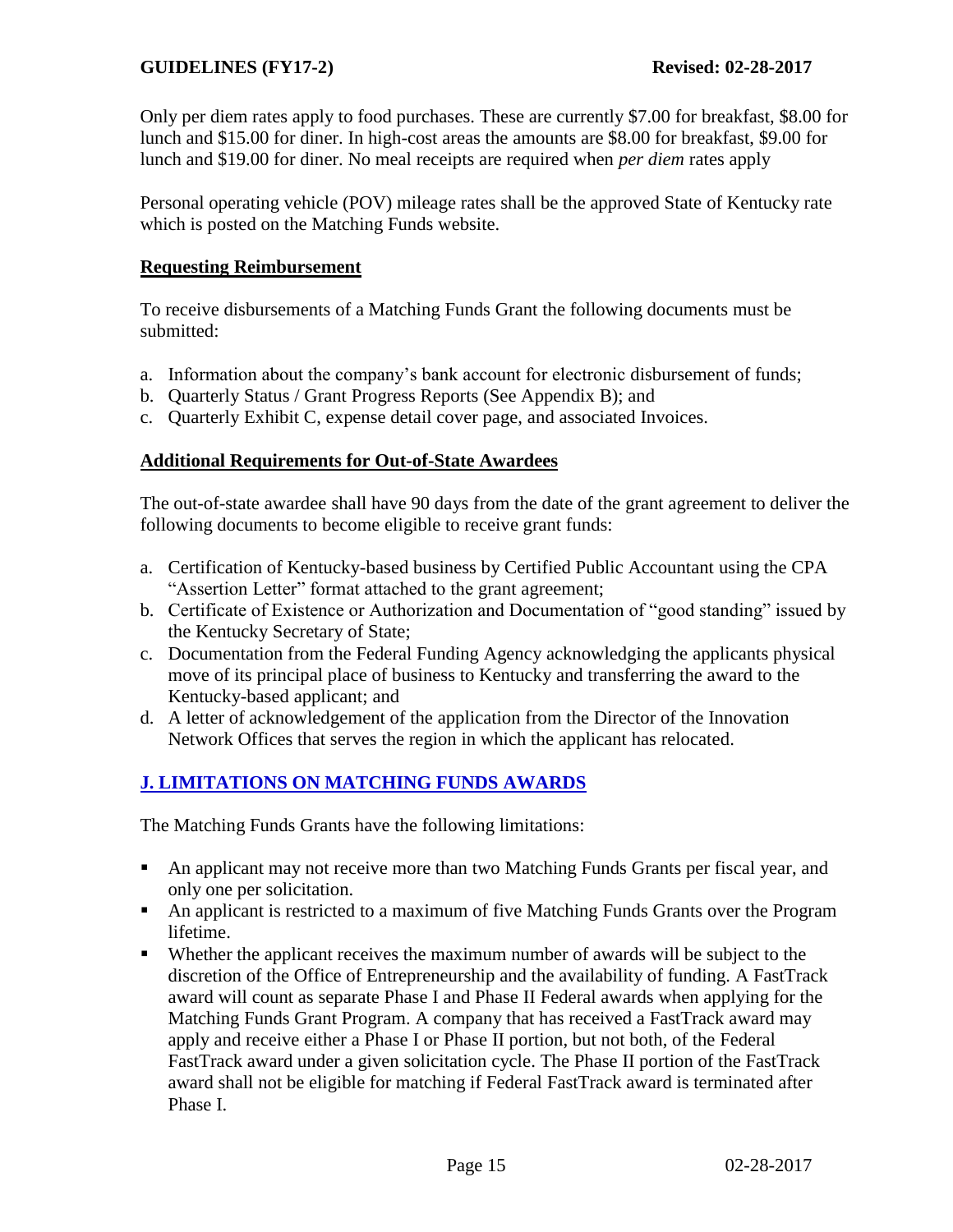Only per diem rates apply to food purchases. These are currently $7.00 for breakfast, $8.00 for lunch and $15.00 for diner. In high-cost areas the amounts are $8.00 for breakfast, $9.00 for lunch and $19.00 for diner. No meal receipts are required when *per diem* rates apply

Personal operating vehicle (POV) mileage rates shall be the approved State of Kentucky rate which is posted on the Matching Funds website.

**Requesting Reimbursement**

To receive disbursements of a Matching Funds Grant the following documents must be submitted:

a. Information about the company's bank account for electronic disbursement of funds;
b. Quarterly Status / Grant Progress Reports (See Appendix B); and
c. Quarterly Exhibit C, expense detail cover page, and associated Invoices.

**Additional Requirements for Out-of-State Awardees**

The out-of-state awardee shall have 90 days from the date of the grant agreement to deliver the following documents to become eligible to receive grant funds:

a. Certification of Kentucky-based business by Certified Public Accountant using the CPA "Assertion Letter" format attached to the grant agreement;
b. Certificate of Existence or Authorization and Documentation of "good standing" issued by the Kentucky Secretary of State;
c. Documentation from the Federal Funding Agency acknowledging the applicants physical move of its principal place of business to Kentucky and transferring the award to the Kentucky-based applicant; and
d. A letter of acknowledgement of the application from the Director of the Innovation Network Offices that serves the region in which the applicant has relocated.

## J. LIMITATIONS ON MATCHING FUNDS AWARDS

The Matching Funds Grants have the following limitations:

- An applicant may not receive more than two Matching Funds Grants per fiscal year, and only one per solicitation.
- An applicant is restricted to a maximum of five Matching Funds Grants over the Program lifetime.
- Whether the applicant receives the maximum number of awards will be subject to the discretion of the Office of Entrepreneurship and the availability of funding. A FastTrack award will count as separate Phase I and Phase II Federal awards when applying for the Matching Funds Grant Program. A company that has received a FastTrack award may apply and receive either a Phase I or Phase II portion, but not both, of the Federal FastTrack award under a given solicitation cycle. The Phase II portion of the FastTrack award shall not be eligible for matching if Federal FastTrack award is terminated after Phase I.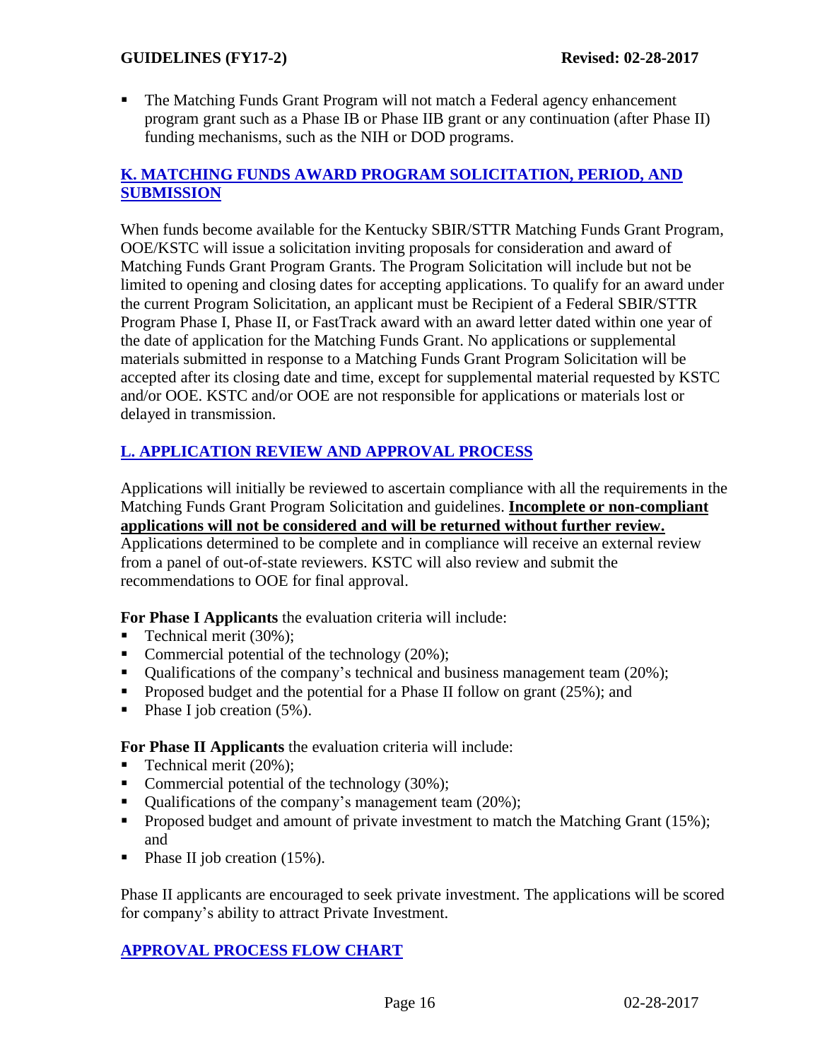- The Matching Funds Grant Program will not match a Federal agency enhancement program grant such as a Phase IB or Phase IIB grant or any continuation (after Phase II) funding mechanisms, such as the NIH or DOD programs.

## K. MATCHING FUNDS AWARD PROGRAM SOLICITATION, PERIOD, AND SUBMISSION

When funds become available for the Kentucky SBIR/STTR Matching Funds Grant Program, OOE/KSTC will issue a solicitation inviting proposals for consideration and award of Matching Funds Grant Program Grants. The Program Solicitation will include but not be limited to opening and closing dates for accepting applications. To qualify for an award under the current Program Solicitation, an applicant must be Recipient of a Federal SBIR/STTR Program Phase I, Phase II, or FastTrack award with an award letter dated within one year of the date of application for the Matching Funds Grant. No applications or supplemental materials submitted in response to a Matching Funds Grant Program Solicitation will be accepted after its closing date and time, except for supplemental material requested by KSTC and/or OOE. KSTC and/or OOE are not responsible for applications or materials lost or delayed in transmission.

## L. APPLICATION REVIEW AND APPROVAL PROCESS

Applications will initially be reviewed to ascertain compliance with all the requirements in the Matching Funds Grant Program Solicitation and guidelines. **Incomplete or non-compliant applications will not be considered and will be returned without further review.** Applications determined to be complete and in compliance will receive an external review from a panel of out-of-state reviewers. KSTC will also review and submit the recommendations to OOE for final approval.

**For Phase I Applicants** the evaluation criteria will include:

- Technical merit (30%);
- Commercial potential of the technology (20%);
- Qualifications of the company's technical and business management team (20%);
- Proposed budget and the potential for a Phase II follow on grant (25%); and
- Phase I job creation (5%).

**For Phase II Applicants** the evaluation criteria will include:

- Technical merit (20%);
- Commercial potential of the technology (30%);
- Qualifications of the company's management team (20%);
- Proposed budget and amount of private investment to match the Matching Grant (15%); and
- Phase II job creation (15%).

Phase II applicants are encouraged to seek private investment. The applications will be scored for company's ability to attract Private Investment.

## APPROVAL PROCESS FLOW CHART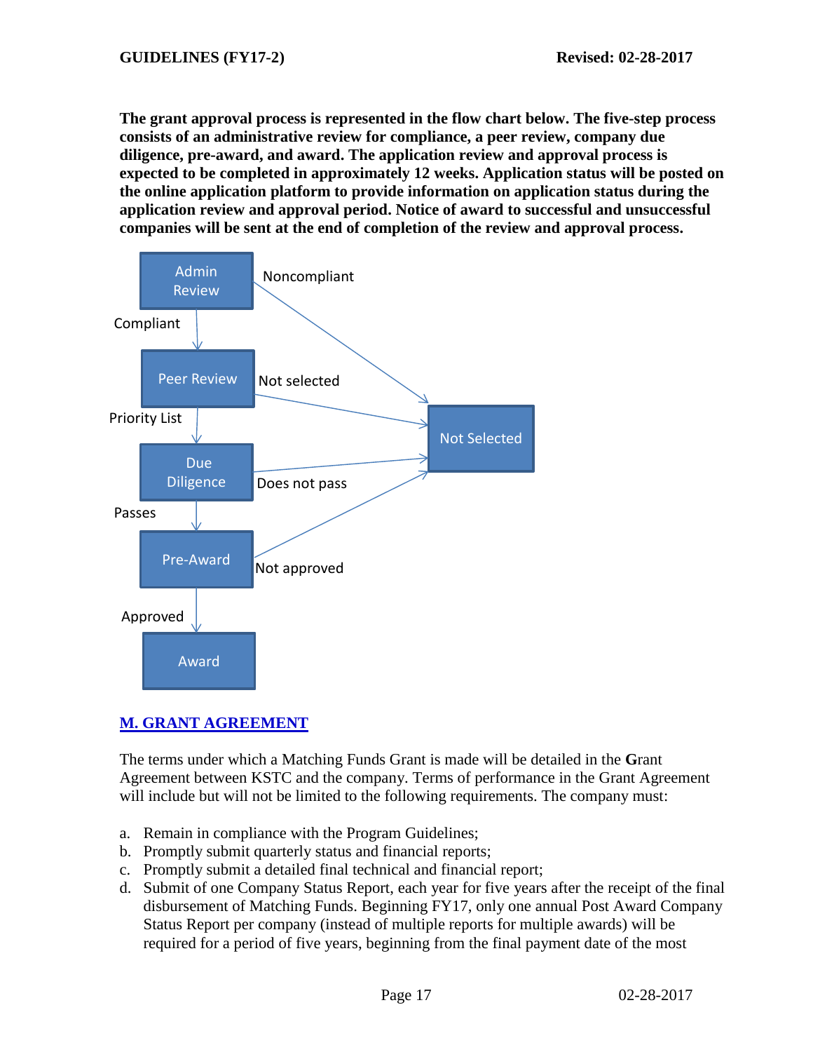**The grant approval process is represented in the flow chart below. The five-step process consists of an administrative review for compliance, a peer review, company due diligence, pre-award, and award. The application review and approval process is expected to be completed in approximately 12 weeks. Application status will be posted on the online application platform to provide information on application status during the application review and approval period. Notice of award to successful and unsuccessful companies will be sent at the end of completion of the review and approval process.**

- Admin Review → Compliant → Peer Review; Noncompliant → Not Selected
- Peer Review → Priority List → Due Diligence; Not selected → Not Selected
- Due Diligence → Passes → Pre-Award; Does not pass → Not Selected
- Pre-Award → Approved → Award; Not approved → Not Selected

## M. GRANT AGREEMENT

The terms under which a Matching Funds Grant is made will be detailed in the **G**rant Agreement between KSTC and the company. Terms of performance in the Grant Agreement will include but will not be limited to the following requirements. The company must:

a. Remain in compliance with the Program Guidelines;
b. Promptly submit quarterly status and financial reports;
c. Promptly submit a detailed final technical and financial report;
d. Submit of one Company Status Report, each year for five years after the receipt of the final disbursement of Matching Funds. Beginning FY17, only one annual Post Award Company Status Report per company (instead of multiple reports for multiple awards) will be required for a period of five years, beginning from the final payment date of the most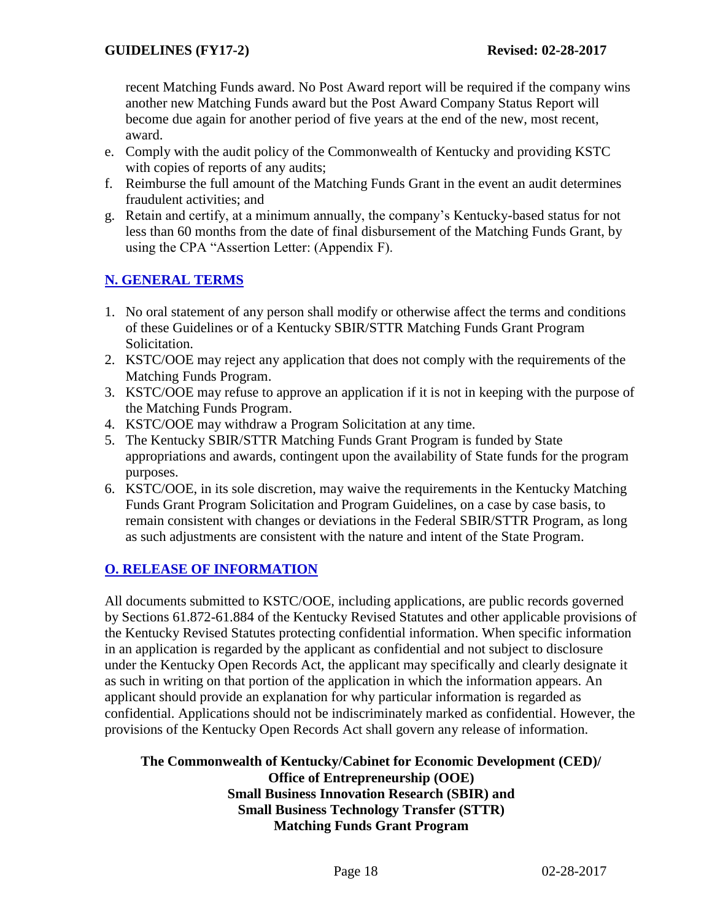recent Matching Funds award. No Post Award report will be required if the company wins another new Matching Funds award but the Post Award Company Status Report will become due again for another period of five years at the end of the new, most recent, award.

e. Comply with the audit policy of the Commonwealth of Kentucky and providing KSTC with copies of reports of any audits;
f. Reimburse the full amount of the Matching Funds Grant in the event an audit determines fraudulent activities; and
g. Retain and certify, at a minimum annually, the company's Kentucky-based status for not less than 60 months from the date of final disbursement of the Matching Funds Grant, by using the CPA "Assertion Letter: (Appendix F).

## N. GENERAL TERMS

1. No oral statement of any person shall modify or otherwise affect the terms and conditions of these Guidelines or of a Kentucky SBIR/STTR Matching Funds Grant Program Solicitation.
2. KSTC/OOE may reject any application that does not comply with the requirements of the Matching Funds Program.
3. KSTC/OOE may refuse to approve an application if it is not in keeping with the purpose of the Matching Funds Program.
4. KSTC/OOE may withdraw a Program Solicitation at any time.
5. The Kentucky SBIR/STTR Matching Funds Grant Program is funded by State appropriations and awards, contingent upon the availability of State funds for the program purposes.
6. KSTC/OOE, in its sole discretion, may waive the requirements in the Kentucky Matching Funds Grant Program Solicitation and Program Guidelines, on a case by case basis, to remain consistent with changes or deviations in the Federal SBIR/STTR Program, as long as such adjustments are consistent with the nature and intent of the State Program.

## O. RELEASE OF INFORMATION

All documents submitted to KSTC/OOE, including applications, are public records governed by Sections 61.872-61.884 of the Kentucky Revised Statutes and other applicable provisions of the Kentucky Revised Statutes protecting confidential information. When specific information in an application is regarded by the applicant as confidential and not subject to disclosure under the Kentucky Open Records Act, the applicant may specifically and clearly designate it as such in writing on that portion of the application in which the information appears. An applicant should provide an explanation for why particular information is regarded as confidential. Applications should not be indiscriminately marked as confidential. However, the provisions of the Kentucky Open Records Act shall govern any release of information.

**The Commonwealth of Kentucky/Cabinet for Economic Development (CED)/
Office of Entrepreneurship (OOE)
Small Business Innovation Research (SBIR) and
Small Business Technology Transfer (STTR)
Matching Funds Grant Program**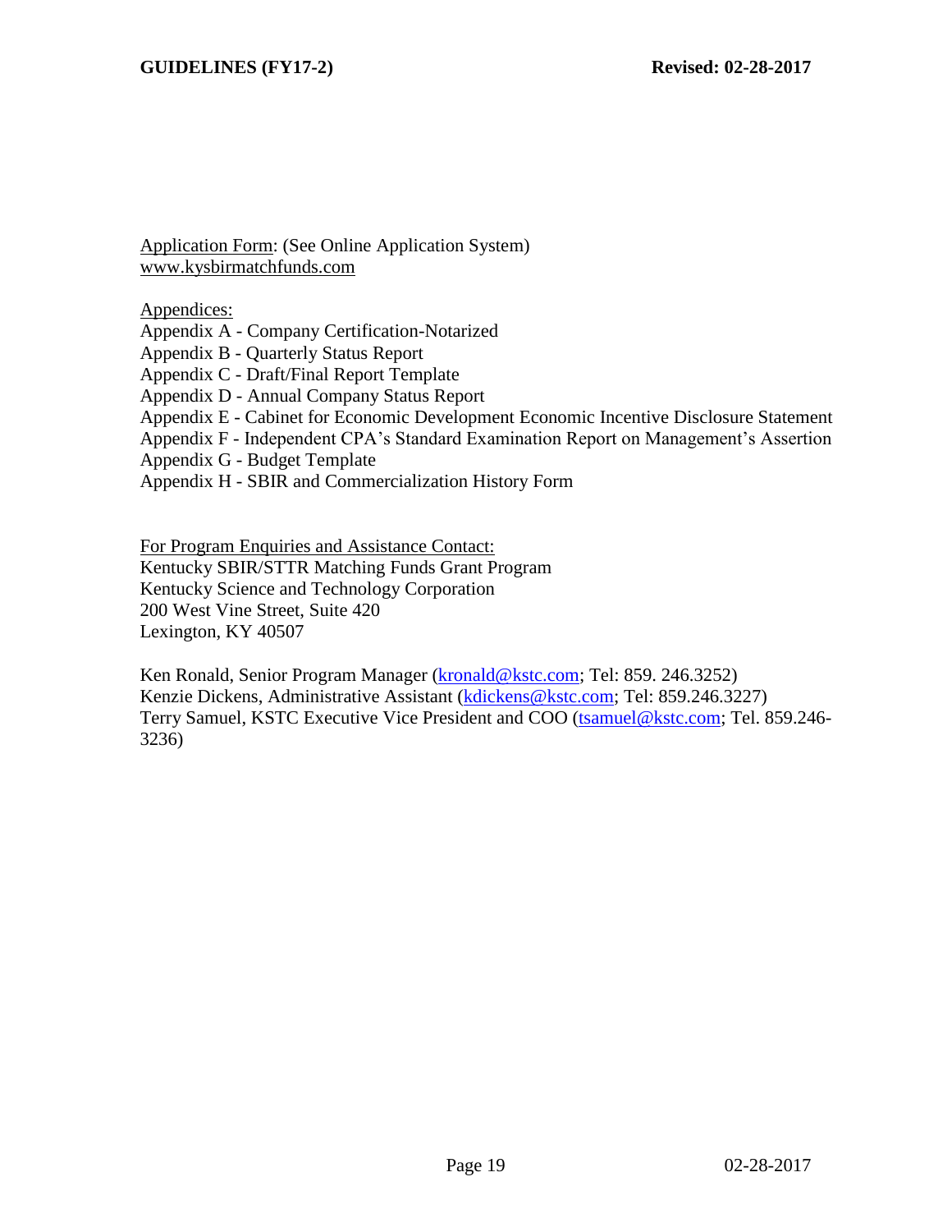Application Form: (See Online Application System)
www.kysbirmatchfunds.com

Appendices:

Appendix A - Company Certification-Notarized
Appendix B - Quarterly Status Report
Appendix C - Draft/Final Report Template
Appendix D - Annual Company Status Report
Appendix E - Cabinet for Economic Development Economic Incentive Disclosure Statement
Appendix F - Independent CPA's Standard Examination Report on Management's Assertion
Appendix G - Budget Template
Appendix H - SBIR and Commercialization History Form

For Program Enquiries and Assistance Contact:
Kentucky SBIR/STTR Matching Funds Grant Program
Kentucky Science and Technology Corporation
200 West Vine Street, Suite 420
Lexington, KY 40507

Ken Ronald, Senior Program Manager (kronald@kstc.com; Tel: 859. 246.3252)
Kenzie Dickens, Administrative Assistant (kdickens@kstc.com; Tel: 859.246.3227)
Terry Samuel, KSTC Executive Vice President and COO (tsamuel@kstc.com; Tel. 859.246-3236)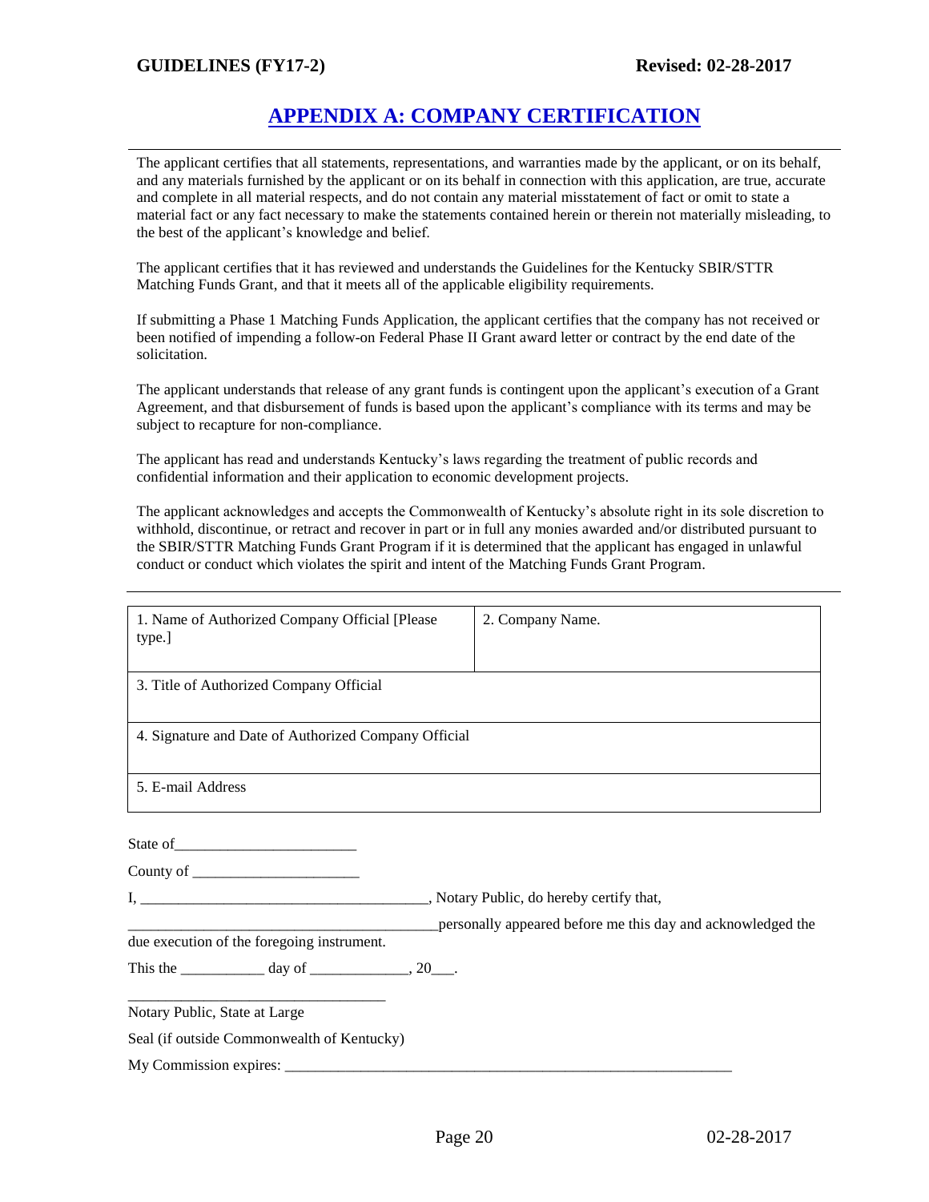# APPENDIX A: COMPANY CERTIFICATION

The applicant certifies that all statements, representations, and warranties made by the applicant, or on its behalf, and any materials furnished by the applicant or on its behalf in connection with this application, are true, accurate and complete in all material respects, and do not contain any material misstatement of fact or omit to state a material fact or any fact necessary to make the statements contained herein or therein not materially misleading, to the best of the applicant's knowledge and belief.

The applicant certifies that it has reviewed and understands the Guidelines for the Kentucky SBIR/STTR Matching Funds Grant, and that it meets all of the applicable eligibility requirements.

If submitting a Phase 1 Matching Funds Application, the applicant certifies that the company has not received or been notified of impending a follow-on Federal Phase II Grant award letter or contract by the end date of the solicitation.

The applicant understands that release of any grant funds is contingent upon the applicant's execution of a Grant Agreement, and that disbursement of funds is based upon the applicant's compliance with its terms and may be subject to recapture for non-compliance.

The applicant has read and understands Kentucky's laws regarding the treatment of public records and confidential information and their application to economic development projects.

The applicant acknowledges and accepts the Commonwealth of Kentucky's absolute right in its sole discretion to withhold, discontinue, or retract and recover in part or in full any monies awarded and/or distributed pursuant to the SBIR/STTR Matching Funds Grant Program if it is determined that the applicant has engaged in unlawful conduct or conduct which violates the spirit and intent of the Matching Funds Grant Program.

| 1. Name of Authorized Company Official [Please type.] | 2. Company Name. |
|---|---|
| 3. Title of Authorized Company Official | |
| 4. Signature and Date of Authorized Company Official | |
| 5. E-mail Address | |

State of________________________

County of ______________________

I, ______________________________________, Notary Public, do hereby certify that,

_________________________________________personally appeared before me this day and acknowledged the due execution of the foregoing instrument.

This the ___________ day of _____________, 20___.

___________________________________

Notary Public, State at Large

Seal (if outside Commonwealth of Kentucky)

My Commission expires: ____________________________________________________________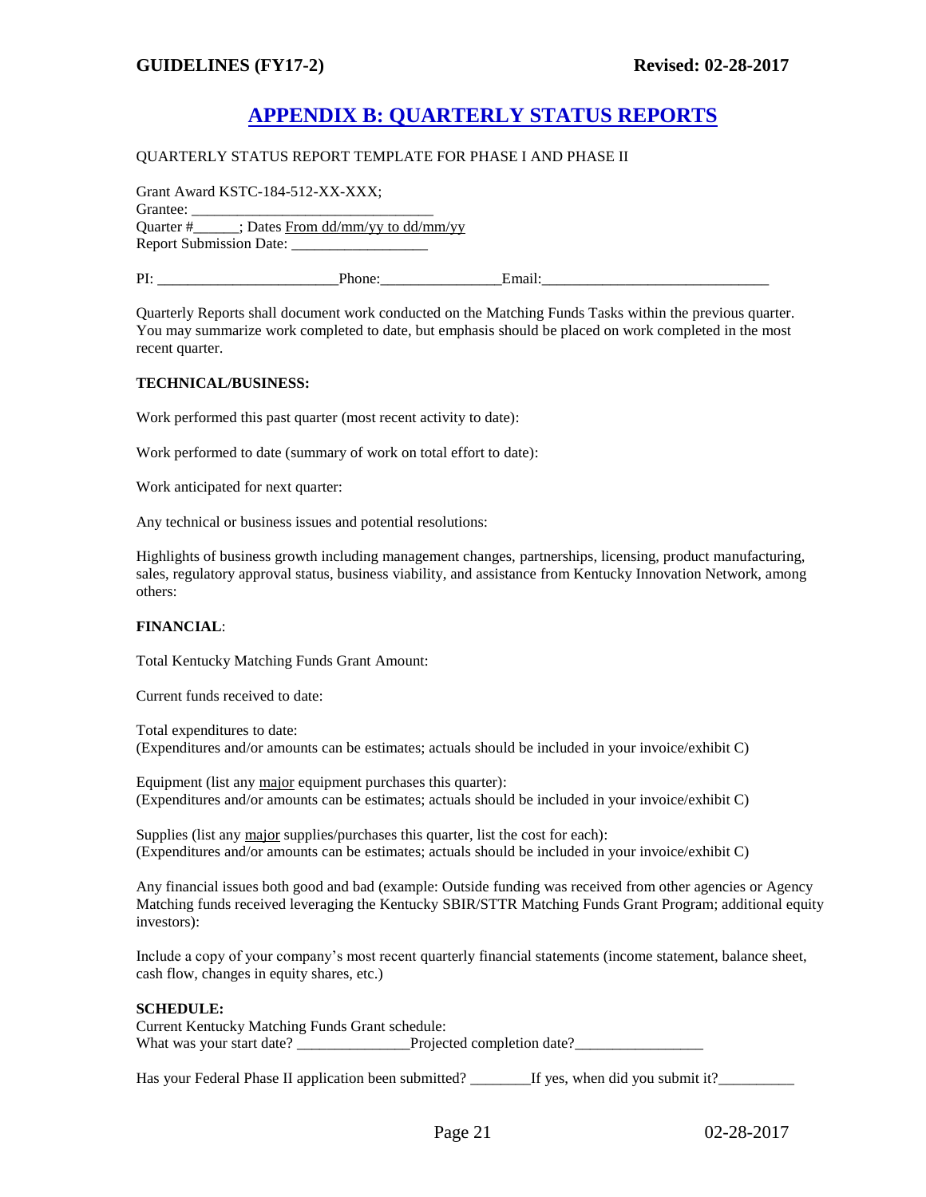# APPENDIX B: QUARTERLY STATUS REPORTS

QUARTERLY STATUS REPORT TEMPLATE FOR PHASE I AND PHASE II

Grant Award KSTC-184-512-XX-XXX;
Grantee: ______________________________
Quarter #______; Dates From dd/mm/yy to dd/mm/yy
Report Submission Date: _________________

PI: _______________________Phone:_______________Email:_____________________________

Quarterly Reports shall document work conducted on the Matching Funds Tasks within the previous quarter. You may summarize work completed to date, but emphasis should be placed on work completed in the most recent quarter.

**TECHNICAL/BUSINESS:**

Work performed this past quarter (most recent activity to date):

Work performed to date (summary of work on total effort to date):

Work anticipated for next quarter:

Any technical or business issues and potential resolutions:

Highlights of business growth including management changes, partnerships, licensing, product manufacturing, sales, regulatory approval status, business viability, and assistance from Kentucky Innovation Network, among others:

**FINANCIAL**:

Total Kentucky Matching Funds Grant Amount:

Current funds received to date:

Total expenditures to date:
(Expenditures and/or amounts can be estimates; actuals should be included in your invoice/exhibit C)

Equipment (list any major equipment purchases this quarter):
(Expenditures and/or amounts can be estimates; actuals should be included in your invoice/exhibit C)

Supplies (list any major supplies/purchases this quarter, list the cost for each):
(Expenditures and/or amounts can be estimates; actuals should be included in your invoice/exhibit C)

Any financial issues both good and bad (example: Outside funding was received from other agencies or Agency Matching funds received leveraging the Kentucky SBIR/STTR Matching Funds Grant Program; additional equity investors):

Include a copy of your company's most recent quarterly financial statements (income statement, balance sheet, cash flow, changes in equity shares, etc.)

**SCHEDULE:**
Current Kentucky Matching Funds Grant schedule:
What was your start date? _______________Projected completion date?_________________

Has your Federal Phase II application been submitted? ________If yes, when did you submit it?__________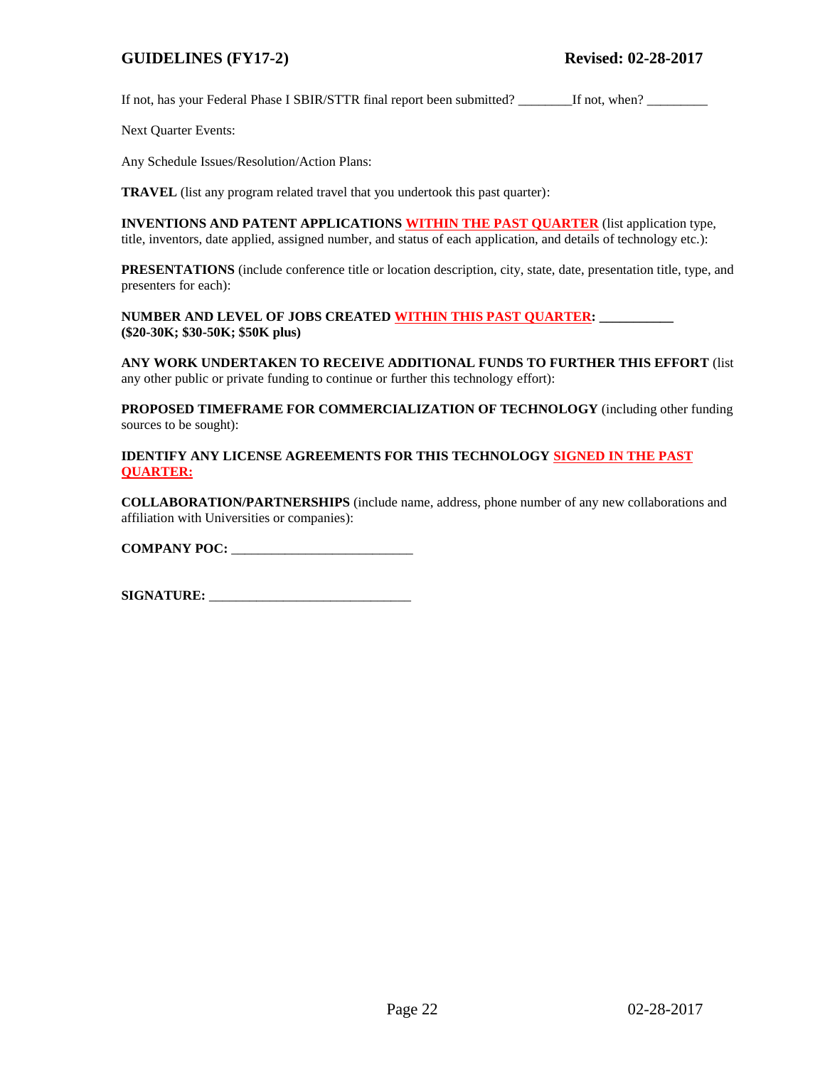If not, has your Federal Phase I SBIR/STTR final report been submitted? ________If not, when? _________

Next Quarter Events:

Any Schedule Issues/Resolution/Action Plans:

**TRAVEL** (list any program related travel that you undertook this past quarter):

**INVENTIONS AND PATENT APPLICATIONS WITHIN THE PAST QUARTER** (list application type, title, inventors, date applied, assigned number, and status of each application, and details of technology etc.):

**PRESENTATIONS** (include conference title or location description, city, state, date, presentation title, type, and presenters for each):

**NUMBER AND LEVEL OF JOBS CREATED WITHIN THIS PAST QUARTER: ___________**
**($20-30K; $30-50K; $50K plus)**

**ANY WORK UNDERTAKEN TO RECEIVE ADDITIONAL FUNDS TO FURTHER THIS EFFORT** (list any other public or private funding to continue or further this technology effort):

**PROPOSED TIMEFRAME FOR COMMERCIALIZATION OF TECHNOLOGY** (including other funding sources to be sought):

**IDENTIFY ANY LICENSE AGREEMENTS FOR THIS TECHNOLOGY SIGNED IN THE PAST QUARTER:**

**COLLABORATION/PARTNERSHIPS** (include name, address, phone number of any new collaborations and affiliation with Universities or companies):

**COMPANY POC:** ___________________________

**SIGNATURE:** ______________________________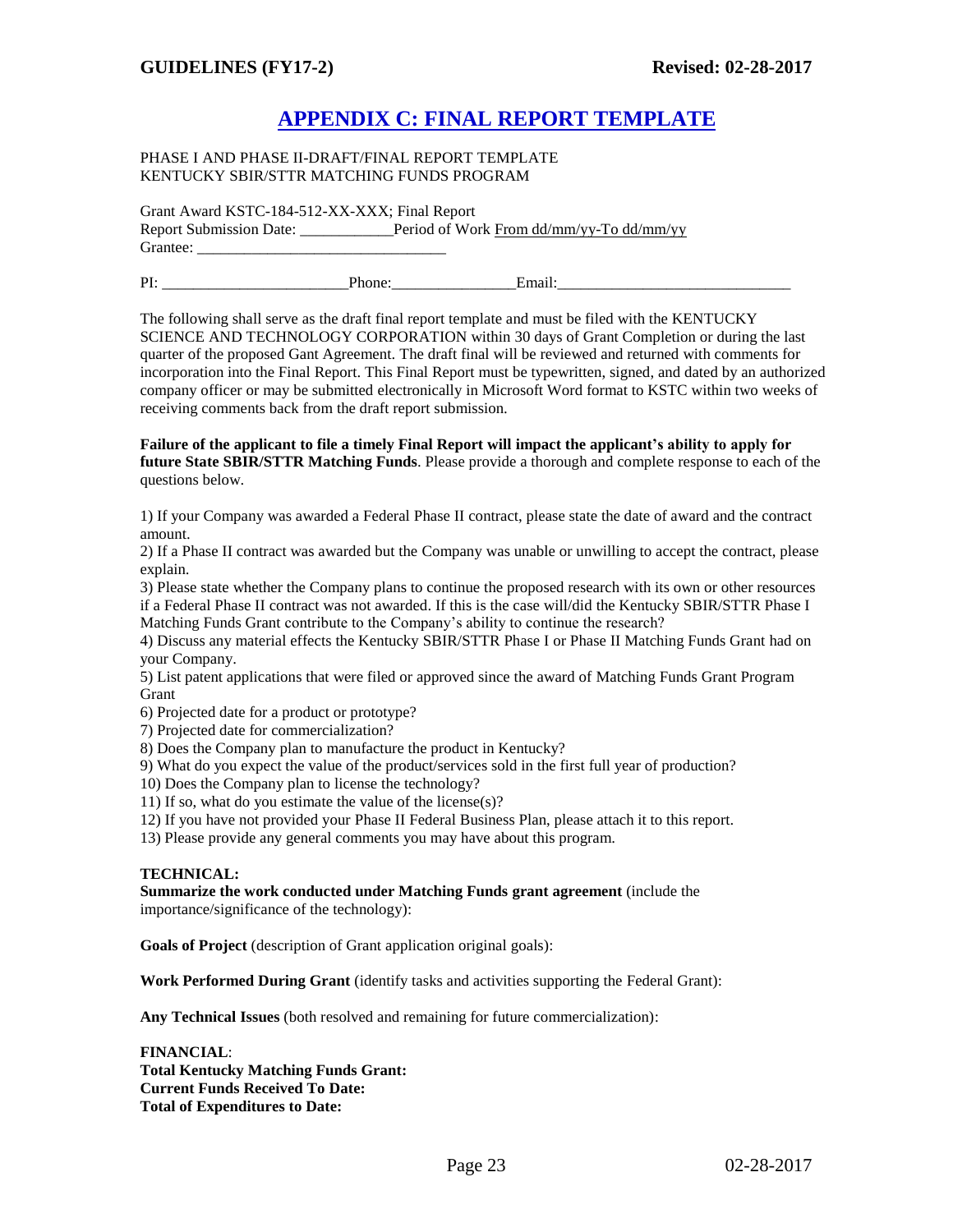# APPENDIX C: FINAL REPORT TEMPLATE

PHASE I AND PHASE II-DRAFT/FINAL REPORT TEMPLATE
KENTUCKY SBIR/STTR MATCHING FUNDS PROGRAM

Grant Award KSTC-184-512-XX-XXX; Final Report
Report Submission Date: ____________Period of Work From dd/mm/yy-To dd/mm/yy
Grantee: ________________________________

PI: ________________________Phone:________________Email:______________________________

The following shall serve as the draft final report template and must be filed with the KENTUCKY SCIENCE AND TECHNOLOGY CORPORATION within 30 days of Grant Completion or during the last quarter of the proposed Gant Agreement. The draft final will be reviewed and returned with comments for incorporation into the Final Report. This Final Report must be typewritten, signed, and dated by an authorized company officer or may be submitted electronically in Microsoft Word format to KSTC within two weeks of receiving comments back from the draft report submission.

**Failure of the applicant to file a timely Final Report will impact the applicant's ability to apply for future State SBIR/STTR Matching Funds**. Please provide a thorough and complete response to each of the questions below.

1) If your Company was awarded a Federal Phase II contract, please state the date of award and the contract amount.
2) If a Phase II contract was awarded but the Company was unable or unwilling to accept the contract, please explain.
3) Please state whether the Company plans to continue the proposed research with its own or other resources if a Federal Phase II contract was not awarded. If this is the case will/did the Kentucky SBIR/STTR Phase I Matching Funds Grant contribute to the Company's ability to continue the research?
4) Discuss any material effects the Kentucky SBIR/STTR Phase I or Phase II Matching Funds Grant had on your Company.
5) List patent applications that were filed or approved since the award of Matching Funds Grant Program Grant
6) Projected date for a product or prototype?
7) Projected date for commercialization?
8) Does the Company plan to manufacture the product in Kentucky?
9) What do you expect the value of the product/services sold in the first full year of production?
10) Does the Company plan to license the technology?
11) If so, what do you estimate the value of the license(s)?
12) If you have not provided your Phase II Federal Business Plan, please attach it to this report.
13) Please provide any general comments you may have about this program.

**TECHNICAL:**
**Summarize the work conducted under Matching Funds grant agreement** (include the importance/significance of the technology):

**Goals of Project** (description of Grant application original goals):

**Work Performed During Grant** (identify tasks and activities supporting the Federal Grant):

**Any Technical Issues** (both resolved and remaining for future commercialization):

**FINANCIAL**:
**Total Kentucky Matching Funds Grant:**
**Current Funds Received To Date:**
**Total of Expenditures to Date:**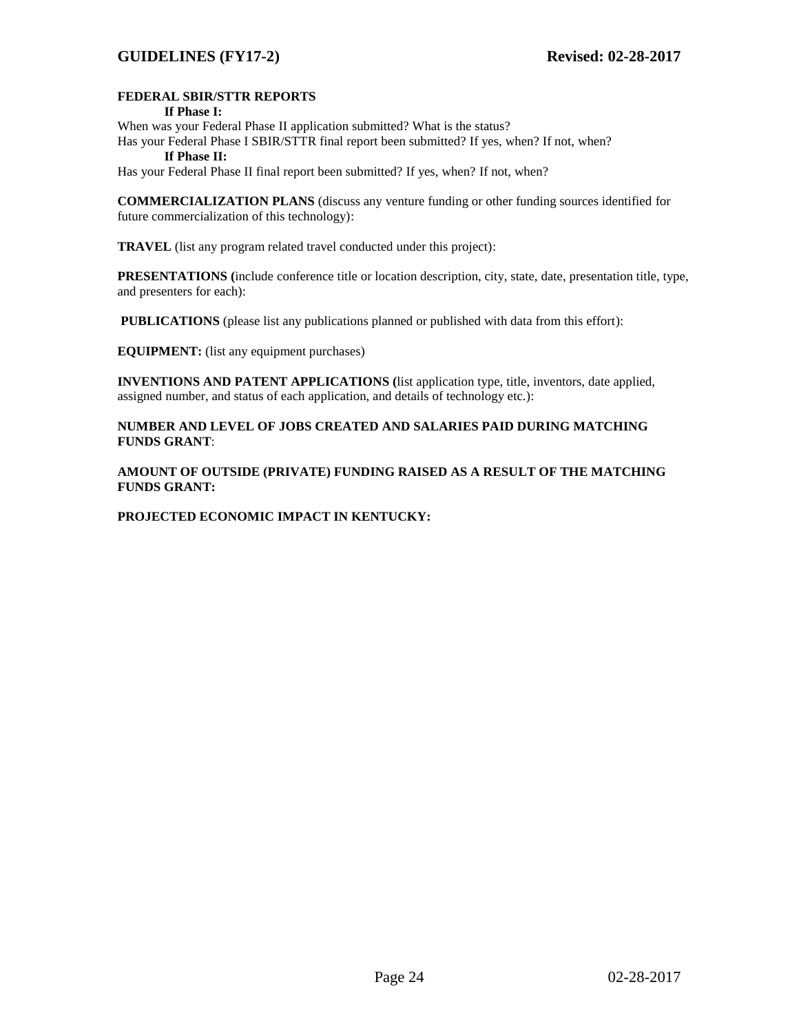**FEDERAL SBIR/STTR REPORTS**

**If Phase I:**

When was your Federal Phase II application submitted? What is the status?
Has your Federal Phase I SBIR/STTR final report been submitted? If yes, when? If not, when?

**If Phase II:**

Has your Federal Phase II final report been submitted? If yes, when? If not, when?

**COMMERCIALIZATION PLANS** (discuss any venture funding or other funding sources identified for future commercialization of this technology):

**TRAVEL** (list any program related travel conducted under this project):

**PRESENTATIONS (**include conference title or location description, city, state, date, presentation title, type, and presenters for each):

**PUBLICATIONS** (please list any publications planned or published with data from this effort):

**EQUIPMENT:** (list any equipment purchases)

**INVENTIONS AND PATENT APPLICATIONS (**list application type, title, inventors, date applied, assigned number, and status of each application, and details of technology etc.):

**NUMBER AND LEVEL OF JOBS CREATED AND SALARIES PAID DURING MATCHING FUNDS GRANT**:

**AMOUNT OF OUTSIDE (PRIVATE) FUNDING RAISED AS A RESULT OF THE MATCHING FUNDS GRANT:**

**PROJECTED ECONOMIC IMPACT IN KENTUCKY:**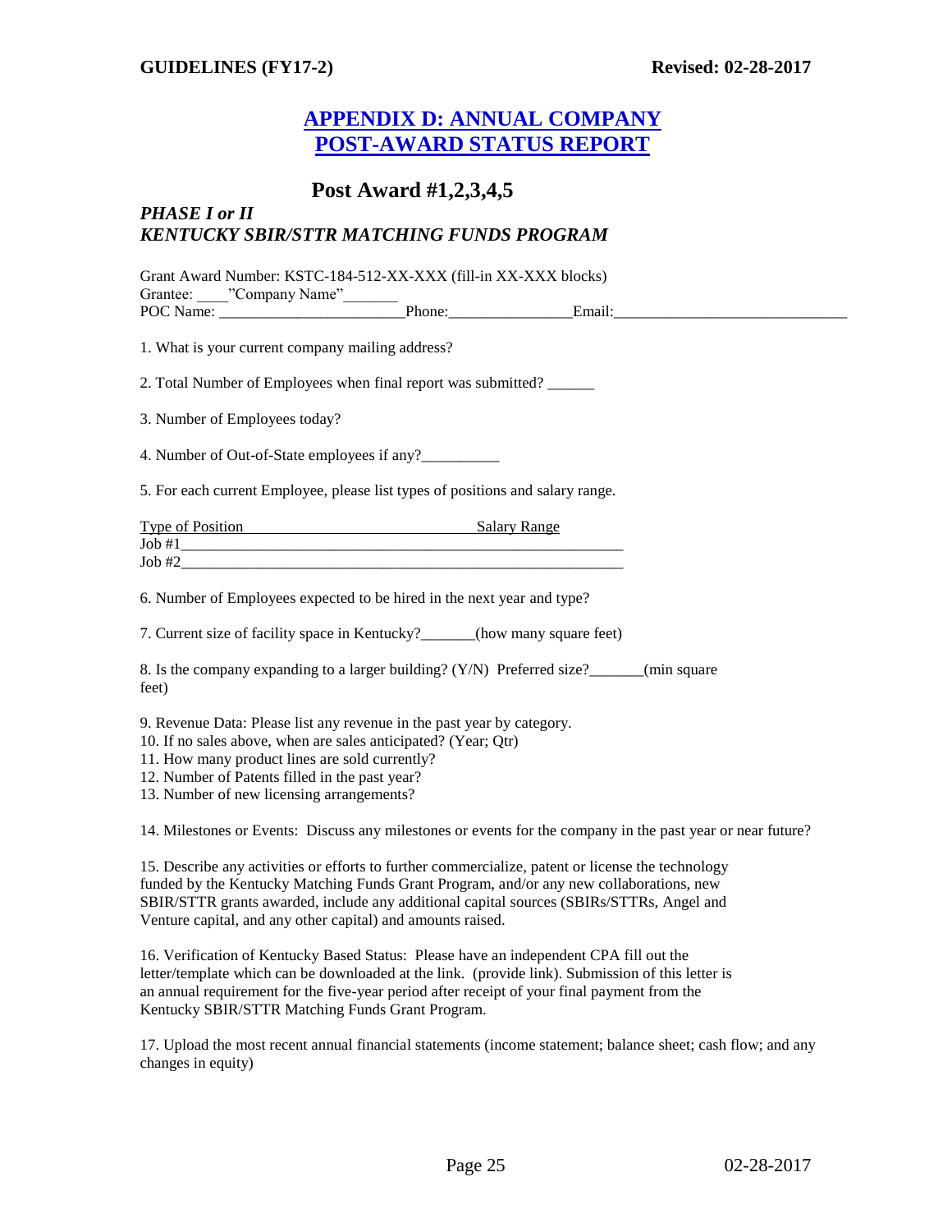# APPENDIX D: ANNUAL COMPANY POST-AWARD STATUS REPORT

## Post Award #1,2,3,4,5

***PHASE I or II***
***KENTUCKY SBIR/STTR MATCHING FUNDS PROGRAM***

Grant Award Number: KSTC-184-512-XX-XXX (fill-in XX-XXX blocks)
Grantee: ____"Company Name"_______
POC Name: ________________________Phone:________________Email:______________________________

1. What is your current company mailing address?

2. Total Number of Employees when final report was submitted? ______

3. Number of Employees today?

4. Number of Out-of-State employees if any?__________

5. For each current Employee, please list types of positions and salary range.

<u>Type of Position                                    Salary Range</u>
Job #1___________________________________________________________
Job #2___________________________________________________________

6. Number of Employees expected to be hired in the next year and type?

7. Current size of facility space in Kentucky?_______(how many square feet)

8. Is the company expanding to a larger building? (Y/N) Preferred size?_______(min square feet)

9. Revenue Data: Please list any revenue in the past year by category.
10. If no sales above, when are sales anticipated? (Year; Qtr)
11. How many product lines are sold currently?
12. Number of Patents filled in the past year?
13. Number of new licensing arrangements?

14. Milestones or Events: Discuss any milestones or events for the company in the past year or near future?

15. Describe any activities or efforts to further commercialize, patent or license the technology funded by the Kentucky Matching Funds Grant Program, and/or any new collaborations, new SBIR/STTR grants awarded, include any additional capital sources (SBIRs/STTRs, Angel and Venture capital, and any other capital) and amounts raised.

16. Verification of Kentucky Based Status: Please have an independent CPA fill out the letter/template which can be downloaded at the link. (provide link). Submission of this letter is an annual requirement for the five-year period after receipt of your final payment from the Kentucky SBIR/STTR Matching Funds Grant Program.

17. Upload the most recent annual financial statements (income statement; balance sheet; cash flow; and any changes in equity)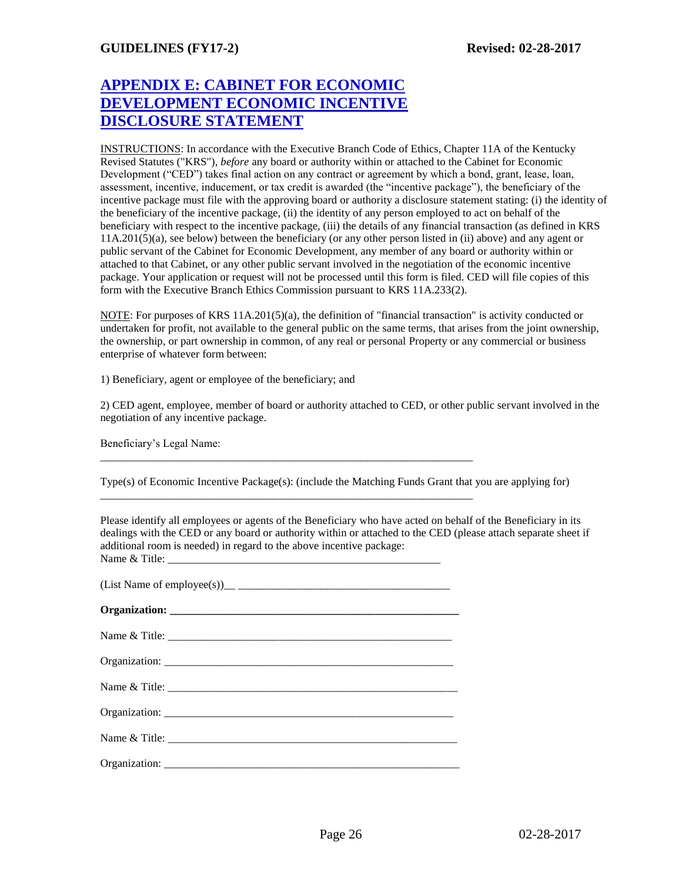## APPENDIX E: CABINET FOR ECONOMIC DEVELOPMENT ECONOMIC INCENTIVE DISCLOSURE STATEMENT

INSTRUCTIONS: In accordance with the Executive Branch Code of Ethics, Chapter 11A of the Kentucky Revised Statutes ("KRS"), *before* any board or authority within or attached to the Cabinet for Economic Development ("CED") takes final action on any contract or agreement by which a bond, grant, lease, loan, assessment, incentive, inducement, or tax credit is awarded (the "incentive package"), the beneficiary of the incentive package must file with the approving board or authority a disclosure statement stating: (i) the identity of the beneficiary of the incentive package, (ii) the identity of any person employed to act on behalf of the beneficiary with respect to the incentive package, (iii) the details of any financial transaction (as defined in KRS 11A.201(5)(a), see below) between the beneficiary (or any other person listed in (ii) above) and any agent or public servant of the Cabinet for Economic Development, any member of any board or authority within or attached to that Cabinet, or any other public servant involved in the negotiation of the economic incentive package. Your application or request will not be processed until this form is filed. CED will file copies of this form with the Executive Branch Ethics Commission pursuant to KRS 11A.233(2).

NOTE: For purposes of KRS 11A.201(5)(a), the definition of "financial transaction" is activity conducted or undertaken for profit, not available to the general public on the same terms, that arises from the joint ownership, the ownership, or part ownership in common, of any real or personal Property or any commercial or business enterprise of whatever form between:

1) Beneficiary, agent or employee of the beneficiary; and

2) CED agent, employee, member of board or authority attached to CED, or other public servant involved in the negotiation of any incentive package.

Beneficiary's Legal Name:

____________________________________________________________________

Type(s) of Economic Incentive Package(s): (include the Matching Funds Grant that you are applying for)

____________________________________________________________________

Please identify all employees or agents of the Beneficiary who have acted on behalf of the Beneficiary in its dealings with the CED or any board or authority within or attached to the CED (please attach separate sheet if additional room is needed) in regard to the above incentive package:

Name & Title: __________________________________________________

(List Name of employee(s))__ ______________________________________

**Organization: ____________________________________________________**

Name & Title: __________________________________________________

Organization: ____________________________________________________

Name & Title: __________________________________________________

Organization: ____________________________________________________

Name & Title: __________________________________________________

Organization: ____________________________________________________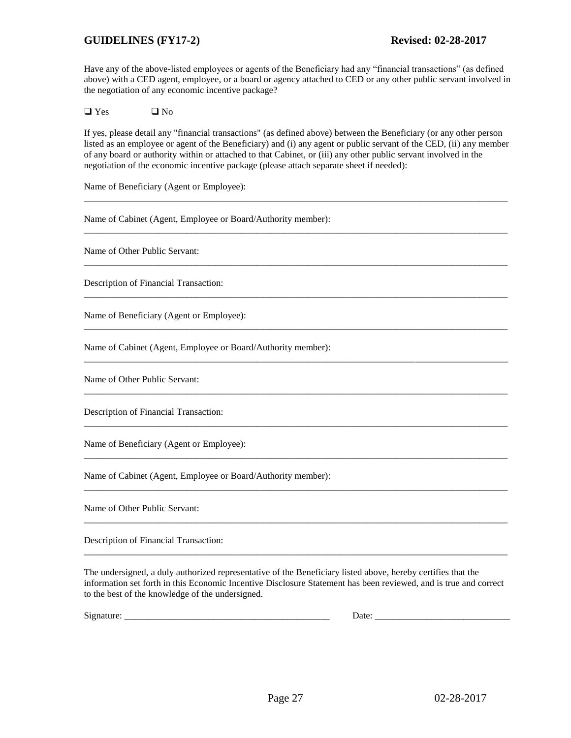Have any of the above-listed employees or agents of the Beneficiary had any "financial transactions" (as defined above) with a CED agent, employee, or a board or agency attached to CED or any other public servant involved in the negotiation of any economic incentive package?

❑ Yes ❑ No

If yes, please detail any "financial transactions" (as defined above) between the Beneficiary (or any other person listed as an employee or agent of the Beneficiary) and (i) any agent or public servant of the CED, (ii) any member of any board or authority within or attached to that Cabinet, or (iii) any other public servant involved in the negotiation of the economic incentive package (please attach separate sheet if needed):

Name of Beneficiary (Agent or Employee):

______________________________________________________________________________

Name of Cabinet (Agent, Employee or Board/Authority member):

______________________________________________________________________________

Name of Other Public Servant:

______________________________________________________________________________

Description of Financial Transaction:

______________________________________________________________________________

Name of Beneficiary (Agent or Employee):

______________________________________________________________________________

Name of Cabinet (Agent, Employee or Board/Authority member):

______________________________________________________________________________

Name of Other Public Servant:

______________________________________________________________________________

Description of Financial Transaction:

______________________________________________________________________________

Name of Beneficiary (Agent or Employee):

______________________________________________________________________________

Name of Cabinet (Agent, Employee or Board/Authority member):

______________________________________________________________________________

Name of Other Public Servant:

______________________________________________________________________________

Description of Financial Transaction:

______________________________________________________________________________

The undersigned, a duly authorized representative of the Beneficiary listed above, hereby certifies that the information set forth in this Economic Incentive Disclosure Statement has been reviewed, and is true and correct to the best of the knowledge of the undersigned.

Signature: _____________________________________________ Date: _____________________________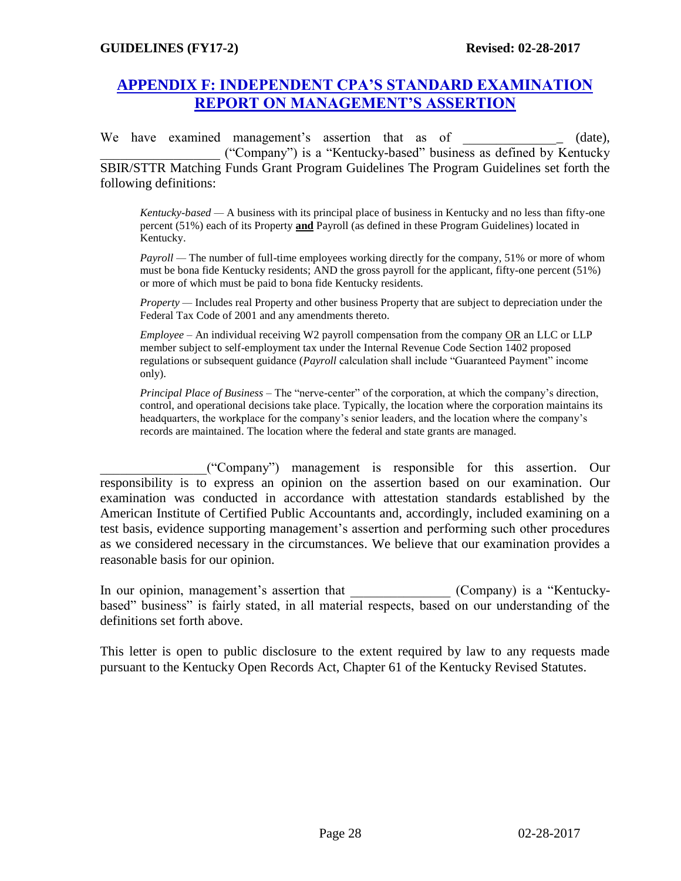## APPENDIX F: INDEPENDENT CPA'S STANDARD EXAMINATION REPORT ON MANAGEMENT'S ASSERTION

We have examined management's assertion that as of ______________ (date), __________________ ("Company") is a "Kentucky-based" business as defined by Kentucky SBIR/STTR Matching Funds Grant Program Guidelines The Program Guidelines set forth the following definitions:

> *Kentucky-based* — A business with its principal place of business in Kentucky and no less than fifty-one percent (51%) each of its Property **and** Payroll (as defined in these Program Guidelines) located in Kentucky.
>
> *Payroll* — The number of full-time employees working directly for the company, 51% or more of whom must be bona fide Kentucky residents; AND the gross payroll for the applicant, fifty-one percent (51%) or more of which must be paid to bona fide Kentucky residents.
>
> *Property* — Includes real Property and other business Property that are subject to depreciation under the Federal Tax Code of 2001 and any amendments thereto.
>
> *Employee* – An individual receiving W2 payroll compensation from the company OR an LLC or LLP member subject to self-employment tax under the Internal Revenue Code Section 1402 proposed regulations or subsequent guidance (*Payroll* calculation shall include "Guaranteed Payment" income only).
>
> *Principal Place of Business* – The "nerve-center" of the corporation, at which the company's direction, control, and operational decisions take place. Typically, the location where the corporation maintains its headquarters, the workplace for the company's senior leaders, and the location where the company's records are maintained. The location where the federal and state grants are managed.

________________("Company") management is responsible for this assertion. Our responsibility is to express an opinion on the assertion based on our examination. Our examination was conducted in accordance with attestation standards established by the American Institute of Certified Public Accountants and, accordingly, included examining on a test basis, evidence supporting management's assertion and performing such other procedures as we considered necessary in the circumstances. We believe that our examination provides a reasonable basis for our opinion.

In our opinion, management's assertion that _______________ (Company) is a "Kentucky-based" business" is fairly stated, in all material respects, based on our understanding of the definitions set forth above.

This letter is open to public disclosure to the extent required by law to any requests made pursuant to the Kentucky Open Records Act, Chapter 61 of the Kentucky Revised Statutes.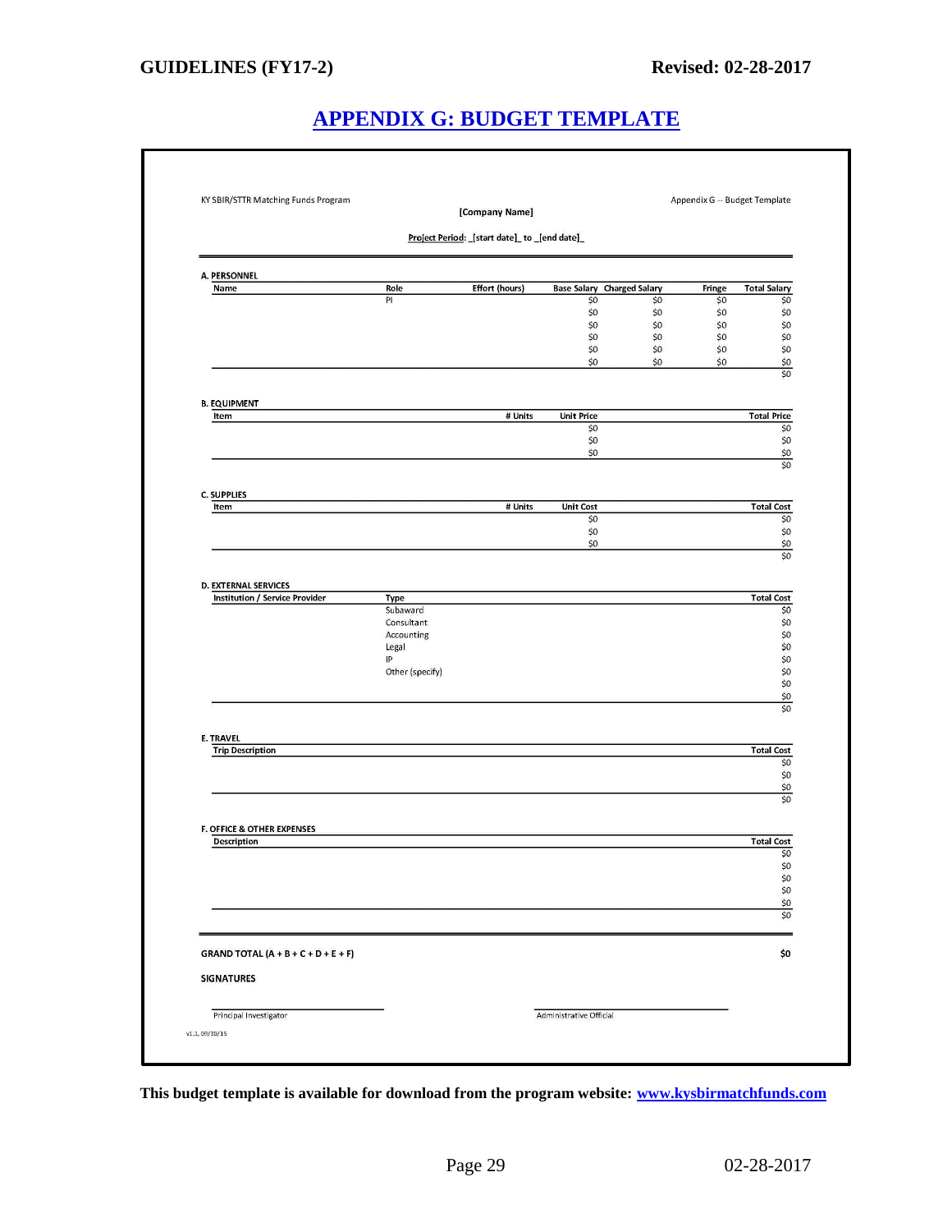# APPENDIX G: BUDGET TEMPLATE

KY SBIR/STTR Matching Funds Program

**[Company Name]**

Appendix G -- Budget Template

**Project Period: _[start date]_ to _[end date]_**

**A. PERSONNEL**

| Name | Role | Effort (hours) | Base Salary | Charged Salary | Fringe | Total Salary |
|---|---|---|---|---|---|---|
| | PI | | $0 | $0 | $0 | $0 |
| | | | $0 | $0 | $0 | $0 |
| | | | $0 | $0 | $0 | $0 |
| | | | $0 | $0 | $0 | $0 |
| | | | $0 | $0 | $0 | $0 |
| | | | $0 | $0 | $0 | $0 |
| | | | | | | $0 |

**B. EQUIPMENT**

| Item | # Units | Unit Price | Total Price |
|---|---|---|---|
| | | $0 | $0 |
| | | $0 | $0 |
| | | $0 | $0 |
| | | | $0 |

**C. SUPPLIES**

| Item | # Units | Unit Cost | Total Cost |
|---|---|---|---|
| | | $0 | $0 |
| | | $0 | $0 |
| | | $0 | $0 |
| | | | $0 |

**D. EXTERNAL SERVICES**

| Institution / Service Provider | Type | Total Cost |
|---|---|---|
| | Subaward | $0 |
| | Consultant | $0 |
| | Accounting | $0 |
| | Legal | $0 |
| | IP | $0 |
| | Other (specify) | $0 |
| | | $0 |
| | | $0 |
| | | $0 |

**E. TRAVEL**

| Trip Description | Total Cost |
|---|---|
| | $0 |
| | $0 |
| | $0 |
| | $0 |

**F. OFFICE & OTHER EXPENSES**

| Description | Total Cost |
|---|---|
| | $0 |
| | $0 |
| | $0 |
| | $0 |
| | $0 |
| | $0 |

**GRAND TOTAL (A + B + C + D + E + F)** **$0**

**SIGNATURES**

Principal Investigator

Administrative Official

v1.1, 09/30/15

**This budget template is available for download from the program website: [www.kysbirmatchfunds.com](http://www.kysbirmatchfunds.com)**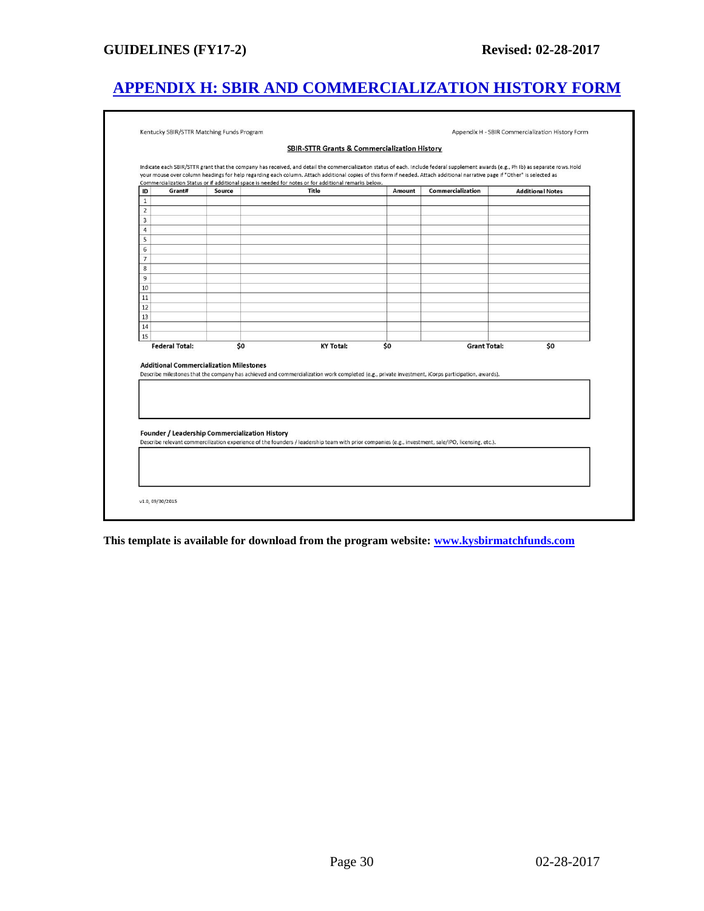# APPENDIX H: SBIR AND COMMERCIALIZATION HISTORY FORM

Kentucky SBIR/STTR Matching Funds Program

Appendix H - SBIR Commercialization History Form

**SBIR-STTR Grants & Commercialization History**

Indicate each SBIR/STTR grant that the company has received, and detail the commercializaiton status of each. Include federal supplement awards (e.g., Ph Ib) as separate rows. Hold your mouse over column headings for help regarding each column. Attach additional copies of this form if needed. Attach additional narrative page if "Other" is selected as Commercialization Status or if additional space is needed for notes or for additional remarks below.

| ID | Grant# | Source | Title | Amount | Commercialization | Additional Notes |
|---|---|---|---|---|---|---|
| 1 | | | | | | |
| 2 | | | | | | |
| 3 | | | | | | |
| 4 | | | | | | |
| 5 | | | | | | |
| 6 | | | | | | |
| 7 | | | | | | |
| 8 | | | | | | |
| 9 | | | | | | |
| 10 | | | | | | |
| 11 | | | | | | |
| 12 | | | | | | |
| 13 | | | | | | |
| 14 | | | | | | |
| 15 | | | | | | |

**Federal Total:** $0 **KY Total:** $0 **Grant Total:** $0

**Additional Commercialization Milestones**

Describe milestones that the company has achieved and commercialization work completed (e.g., private investment, iCorps participation, awards).

**Founder / Leadership Commercialization History**

Describe relevant commercilization experience of the founders / leadership team with prior companies (e.g., investment, sale/IPO, licensing, etc.).

v1.0, 09/30/2015

**This template is available for download from the program website: [www.kysbirmatchfunds.com](http://www.kysbirmatchfunds.com)**